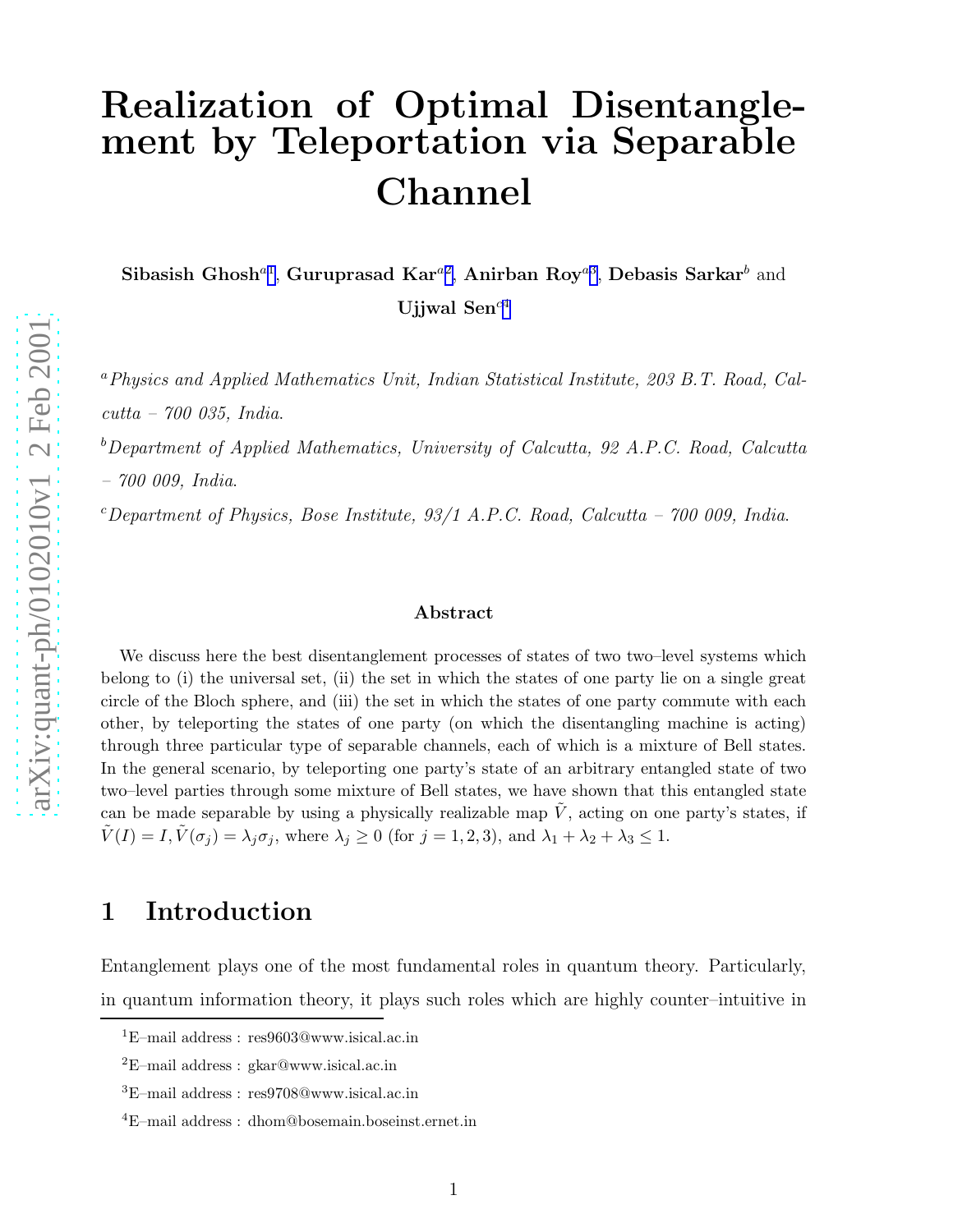# Realization of Optimal Disentanglement by Teleportation via Separable Channel

**Sibasish Ghosh**[a1], **Guruprasad Kar**[a2], **Anirban Roy**[a3], **Debasis Sarkar**[b] and **Ujjwal Sen**[c4]

[a]*Physics and Applied Mathematics Unit, Indian Statistical Institute, 203 B.T. Road, Calcutta – 700 035, India.*

[b]*Department of Applied Mathematics, University of Calcutta, 92 A.P.C. Road, Calcutta – 700 009, India.*

[c]*Department of Physics, Bose Institute, 93/1 A.P.C. Road, Calcutta – 700 009, India.*

### Abstract

We discuss here the best disentanglement processes of states of two two–level systems which belong to (i) the universal set, (ii) the set in which the states of one party lie on a single great circle of the Bloch sphere, and (iii) the set in which the states of one party commute with each other, by teleporting the states of one party (on which the disentangling machine is acting) through three particular type of separable channels, each of which is a mixture of Bell states. In the general scenario, by teleporting one party's state of an arbitrary entangled state of two two–level parties through some mixture of Bell states, we have shown that this entangled state can be made separable by using a physically realizable map $\tilde{V}$, acting on one party's states, if $\tilde{V}(I) = I, \tilde{V}(\sigma_j) = \lambda_j \sigma_j$, where $\lambda_j \geq 0$ (for $j = 1, 2, 3$), and $\lambda_1 + \lambda_2 + \lambda_3 \leq 1$.

## 1 Introduction

Entanglement plays one of the most fundamental roles in quantum theory. Particularly, in quantum information theory, it plays such roles which are highly counter–intuitive in

---

[1] E–mail address : res9603@www.isical.ac.in

[2] E–mail address : gkar@www.isical.ac.in

[3] E–mail address : res9708@www.isical.ac.in

[4] E–mail address : dhom@bosemain.boseinst.ernet.in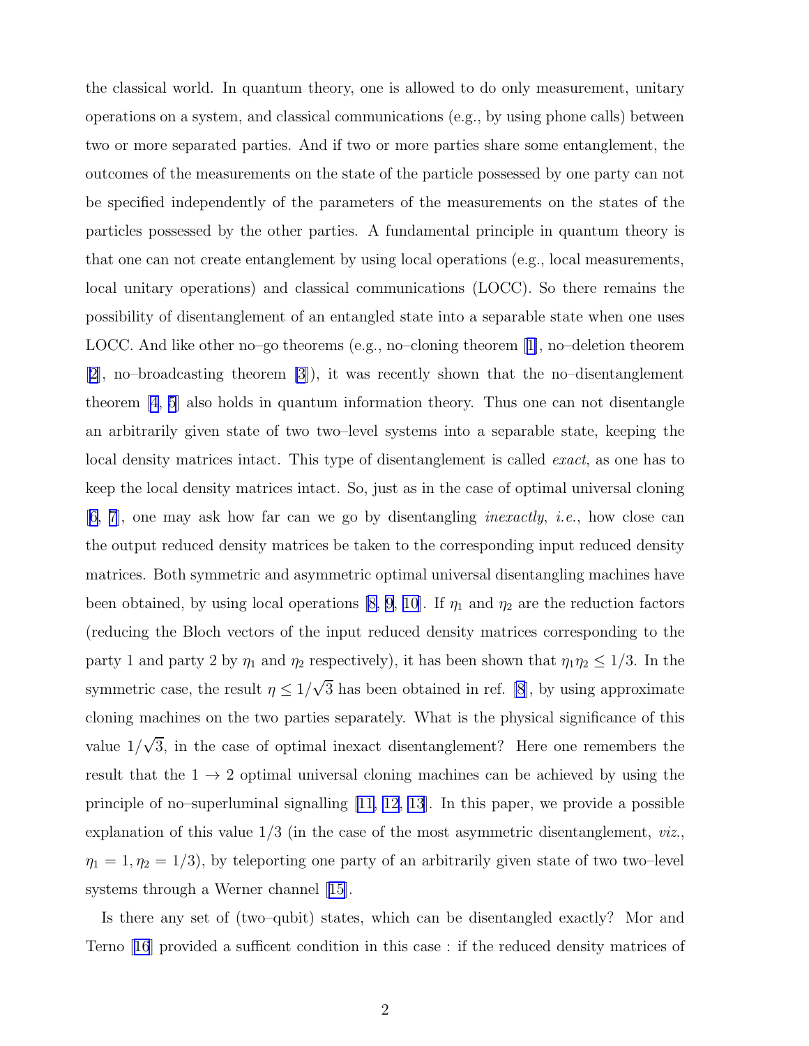the classical world. In quantum theory, one is allowed to do only measurement, unitary operations on a system, and classical communications (e.g., by using phone calls) between two or more separated parties. And if two or more parties share some entanglement, the outcomes of the measurements on the state of the particle possessed by one party can not be specified independently of the parameters of the measurements on the states of the particles possessed by the other parties. A fundamental principle in quantum theory is that one can not create entanglement by using local operations (e.g., local measurements, local unitary operations) and classical communications (LOCC). So there remains the possibility of disentanglement of an entangled state into a separable state when one uses LOCC. And like other no–go theorems (e.g., no–cloning theorem [1], no–deletion theorem [2], no–broadcasting theorem [3]), it was recently shown that the no–disentanglement theorem [4, 5] also holds in quantum information theory. Thus one can not disentangle an arbitrarily given state of two two–level systems into a separable state, keeping the local density matrices intact. This type of disentanglement is called *exact*, as one has to keep the local density matrices intact. So, just as in the case of optimal universal cloning [6, 7], one may ask how far can we go by disentangling *inexactly*, *i.e.*, how close can the output reduced density matrices be taken to the corresponding input reduced density matrices. Both symmetric and asymmetric optimal universal disentangling machines have been obtained, by using local operations [8, 9, 10]. If $\eta_1$ and $\eta_2$ are the reduction factors (reducing the Bloch vectors of the input reduced density matrices corresponding to the party 1 and party 2 by $\eta_1$ and $\eta_2$ respectively), it has been shown that $\eta_1 \eta_2 \leq 1/3$. In the symmetric case, the result $\eta \leq 1/\sqrt{3}$ has been obtained in ref. [8], by using approximate cloning machines on the two parties separately. What is the physical significance of this value $1/\sqrt{3}$, in the case of optimal inexact disentanglement? Here one remembers the result that the $1 \to 2$ optimal universal cloning machines can be achieved by using the principle of no–superluminal signalling [11, 12, 13]. In this paper, we provide a possible explanation of this value $1/3$ (in the case of the most asymmetric disentanglement, *viz.*, $\eta_1 = 1, \eta_2 = 1/3$), by teleporting one party of an arbitrarily given state of two two–level systems through a Werner channel [15].

Is there any set of (two–qubit) states, which can be disentangled exactly? Mor and Terno [16] provided a sufficent condition in this case : if the reduced density matrices of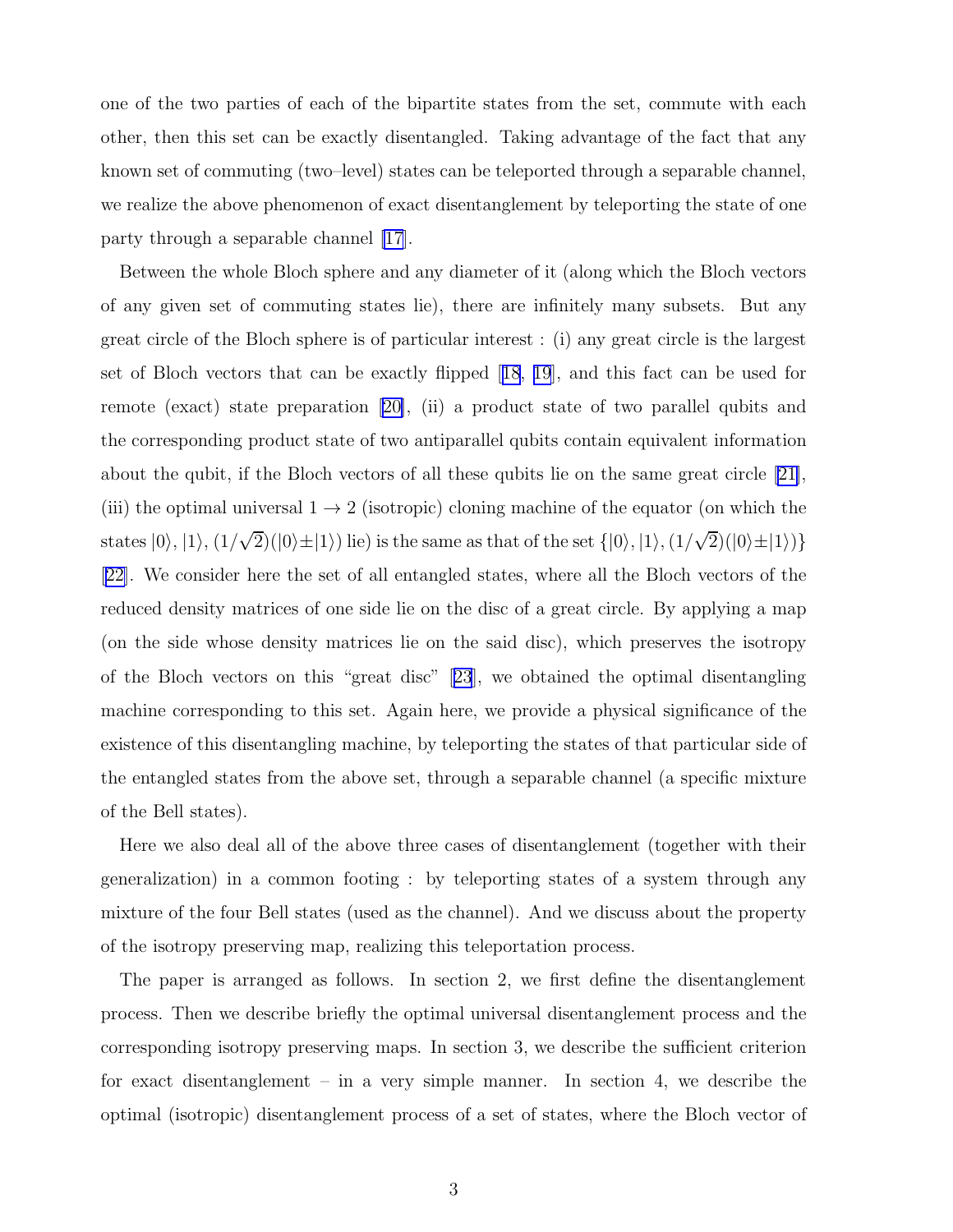one of the two parties of each of the bipartite states from the set, commute with each other, then this set can be exactly disentangled. Taking advantage of the fact that any known set of commuting (two–level) states can be teleported through a separable channel, we realize the above phenomenon of exact disentanglement by teleporting the state of one party through a separable channel [17].

Between the whole Bloch sphere and any diameter of it (along which the Bloch vectors of any given set of commuting states lie), there are infinitely many subsets. But any great circle of the Bloch sphere is of particular interest : (i) any great circle is the largest set of Bloch vectors that can be exactly flipped [18, 19], and this fact can be used for remote (exact) state preparation [20], (ii) a product state of two parallel qubits and the corresponding product state of two antiparallel qubits contain equivalent information about the qubit, if the Bloch vectors of all these qubits lie on the same great circle [21], (iii) the optimal universal $1 \rightarrow 2$ (isotropic) cloning machine of the equator (on which the states $|0\rangle$, $|1\rangle$, $(1/\sqrt{2})(|0\rangle \pm |1\rangle)$ lie) is the same as that of the set $\{|0\rangle, |1\rangle, (1/\sqrt{2})(|0\rangle \pm |1\rangle)\}$ [22]. We consider here the set of all entangled states, where all the Bloch vectors of the reduced density matrices of one side lie on the disc of a great circle. By applying a map (on the side whose density matrices lie on the said disc), which preserves the isotropy of the Bloch vectors on this "great disc" [23], we obtained the optimal disentangling machine corresponding to this set. Again here, we provide a physical significance of the existence of this disentangling machine, by teleporting the states of that particular side of the entangled states from the above set, through a separable channel (a specific mixture of the Bell states).

Here we also deal all of the above three cases of disentanglement (together with their generalization) in a common footing : by teleporting states of a system through any mixture of the four Bell states (used as the channel). And we discuss about the property of the isotropy preserving map, realizing this teleportation process.

The paper is arranged as follows. In section 2, we first define the disentanglement process. Then we describe briefly the optimal universal disentanglement process and the corresponding isotropy preserving maps. In section 3, we describe the sufficient criterion for exact disentanglement – in a very simple manner. In section 4, we describe the optimal (isotropic) disentanglement process of a set of states, where the Bloch vector of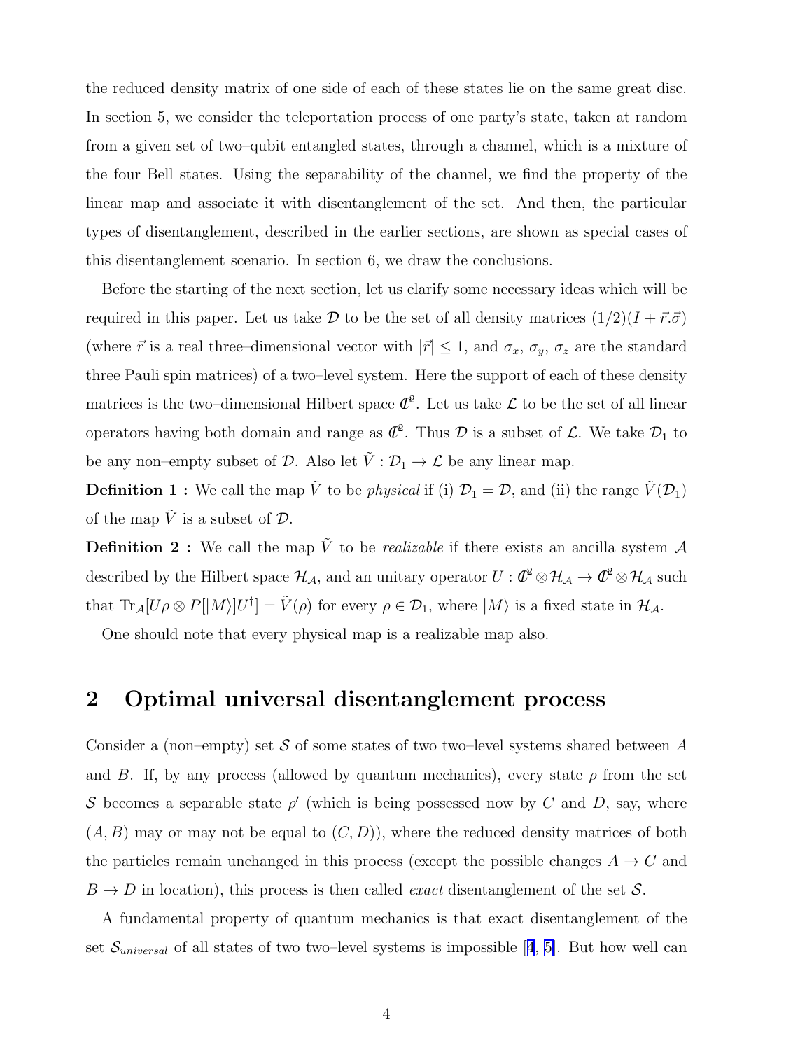the reduced density matrix of one side of each of these states lie on the same great disc. In section 5, we consider the teleportation process of one party's state, taken at random from a given set of two–qubit entangled states, through a channel, which is a mixture of the four Bell states. Using the separability of the channel, we find the property of the linear map and associate it with disentanglement of the set. And then, the particular types of disentanglement, described in the earlier sections, are shown as special cases of this disentanglement scenario. In section 6, we draw the conclusions.

Before the starting of the next section, let us clarify some necessary ideas which will be required in this paper. Let us take $\mathcal{D}$ to be the set of all density matrices $(1/2)(I + \vec{r}.\vec{\sigma})$ (where $\vec{r}$ is a real three–dimensional vector with $|\vec{r}| \leq 1$, and $\sigma_x$, $\sigma_y$, $\sigma_z$ are the standard three Pauli spin matrices) of a two–level system. Here the support of each of these density matrices is the two–dimensional Hilbert space $\mathbb{C}^2$. Let us take $\mathcal{L}$ to be the set of all linear operators having both domain and range as $\mathbb{C}^2$. Thus $\mathcal{D}$ is a subset of $\mathcal{L}$. We take $\mathcal{D}_1$ to be any non–empty subset of $\mathcal{D}$. Also let $\tilde{V} : \mathcal{D}_1 \rightarrow \mathcal{L}$ be any linear map.

**Definition 1 :** We call the map $\tilde{V}$ to be *physical* if (i) $\mathcal{D}_1 = \mathcal{D}$, and (ii) the range $\tilde{V}(\mathcal{D}_1)$ of the map $\tilde{V}$ is a subset of $\mathcal{D}$.

**Definition 2 :** We call the map $\tilde{V}$ to be *realizable* if there exists an ancilla system $\mathcal{A}$ described by the Hilbert space $\mathcal{H}_{\mathcal{A}}$, and an unitary operator $U : \mathbb{C}^2 \otimes \mathcal{H}_{\mathcal{A}} \rightarrow \mathbb{C}^2 \otimes \mathcal{H}_{\mathcal{A}}$ such that $\text{Tr}_{\mathcal{A}}[U\rho \otimes P[|M\rangle]U^{\dagger}] = \tilde{V}(\rho)$ for every $\rho \in \mathcal{D}_1$, where $|M\rangle$ is a fixed state in $\mathcal{H}_{\mathcal{A}}$.

One should note that every physical map is a realizable map also.

## 2 Optimal universal disentanglement process

Consider a (non–empty) set $\mathcal{S}$ of some states of two two–level systems shared between $A$ and $B$. If, by any process (allowed by quantum mechanics), every state $\rho$ from the set $\mathcal{S}$ becomes a separable state $\rho'$ (which is being possessed now by $C$ and $D$, say, where $(A, B)$ may or may not be equal to $(C, D)$), where the reduced density matrices of both the particles remain unchanged in this process (except the possible changes $A \rightarrow C$ and $B \rightarrow D$ in location), this process is then called *exact* disentanglement of the set $\mathcal{S}$.

A fundamental property of quantum mechanics is that exact disentanglement of the set $\mathcal{S}_{universal}$ of all states of two two–level systems is impossible [4, 5]. But how well can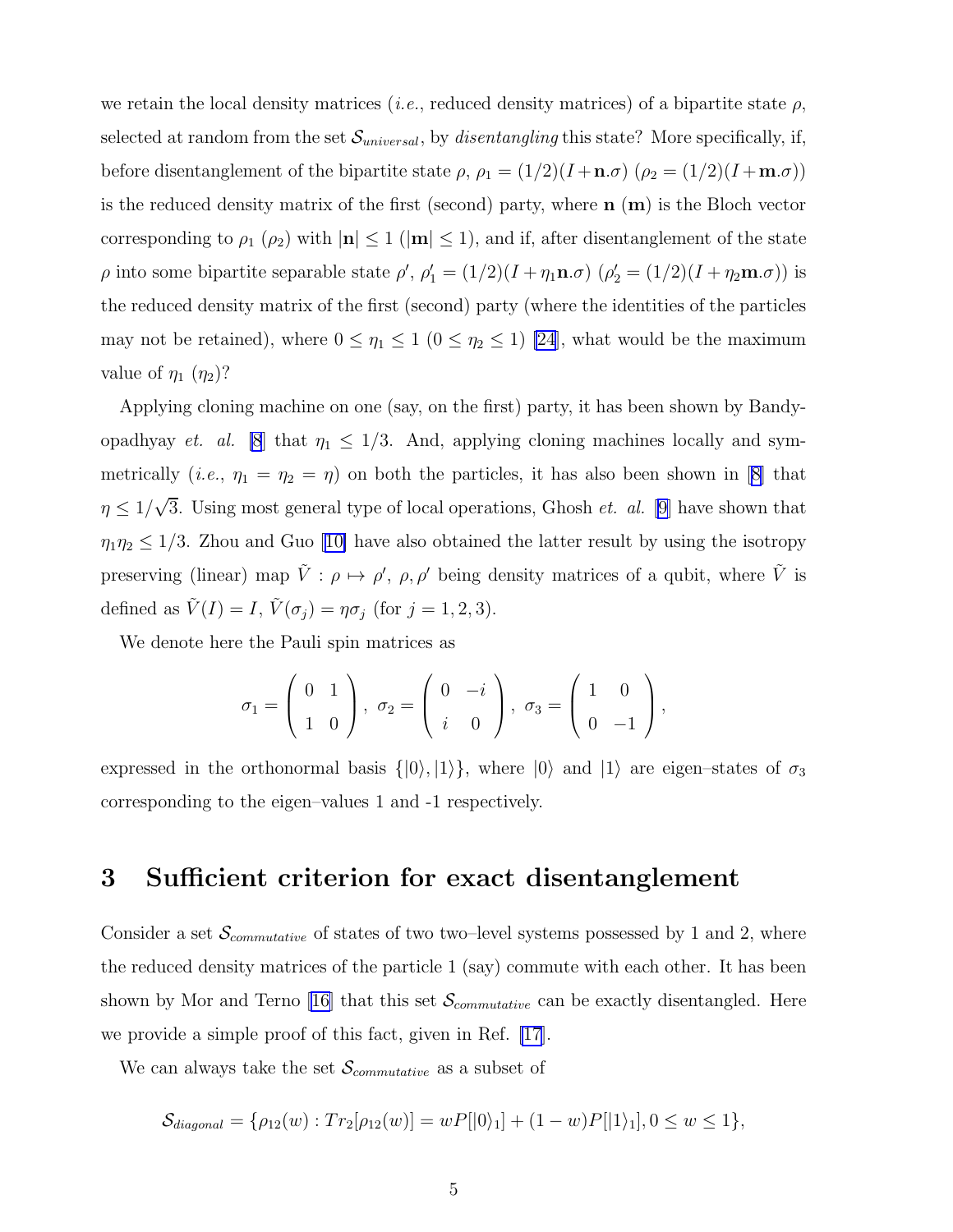we retain the local density matrices (*i.e.*, reduced density matrices) of a bipartite state $\rho$, selected at random from the set $\mathcal{S}_{universal}$, by *disentangling* this state? More specifically, if, before disentanglement of the bipartite state $\rho$, $\rho_1 = (1/2)(I + \mathbf{n}.\sigma)$ ($\rho_2 = (1/2)(I + \mathbf{m}.\sigma)$) is the reduced density matrix of the first (second) party, where $\mathbf{n}$ ($\mathbf{m}$) is the Bloch vector corresponding to $\rho_1$ ($\rho_2$) with $|\mathbf{n}| \leq 1$ ($|\mathbf{m}| \leq 1$), and if, after disentanglement of the state $\rho$ into some bipartite separable state $\rho'$, $\rho'_1 = (1/2)(I + \eta_1 \mathbf{n}.\sigma)$ ($\rho'_2 = (1/2)(I + \eta_2 \mathbf{m}.\sigma)$) is the reduced density matrix of the first (second) party (where the identities of the particles may not be retained), where $0 \leq \eta_1 \leq 1$ ($0 \leq \eta_2 \leq 1$) [24], what would be the maximum value of $\eta_1$ ($\eta_2$)?

Applying cloning machine on one (say, on the first) party, it has been shown by Bandyopadhyay *et. al.* [8] that $\eta_1 \leq 1/3$. And, applying cloning machines locally and symmetrically (*i.e.*, $\eta_1 = \eta_2 = \eta$) on both the particles, it has also been shown in [8] that $\eta \leq 1/\sqrt{3}$. Using most general type of local operations, Ghosh *et. al.* [9] have shown that $\eta_1 \eta_2 \leq 1/3$. Zhou and Guo [10] have also obtained the latter result by using the isotropy preserving (linear) map $\tilde{V} : \rho \mapsto \rho'$, $\rho, \rho'$ being density matrices of a qubit, where $\tilde{V}$ is defined as $\tilde{V}(I) = I$, $\tilde{V}(\sigma_j) = \eta \sigma_j$ (for $j = 1, 2, 3$).

We denote here the Pauli spin matrices as

$$\sigma_1 = \begin{pmatrix} 0 & 1 \\ 1 & 0 \end{pmatrix}, \; \sigma_2 = \begin{pmatrix} 0 & -i \\ i & 0 \end{pmatrix}, \; \sigma_3 = \begin{pmatrix} 1 & 0 \\ 0 & -1 \end{pmatrix},$$

expressed in the orthonormal basis $\{|0\rangle, |1\rangle\}$, where $|0\rangle$ and $|1\rangle$ are eigen–states of $\sigma_3$ corresponding to the eigen–values 1 and -1 respectively.

## 3 Sufficient criterion for exact disentanglement

Consider a set $\mathcal{S}_{commutative}$ of states of two two–level systems possessed by 1 and 2, where the reduced density matrices of the particle 1 (say) commute with each other. It has been shown by Mor and Terno [16] that this set $\mathcal{S}_{commutative}$ can be exactly disentangled. Here we provide a simple proof of this fact, given in Ref. [17].

We can always take the set $\mathcal{S}_{commutative}$ as a subset of

$$\mathcal{S}_{diagonal} = \{\rho_{12}(w) : Tr_2[\rho_{12}(w)] = wP[|0\rangle_1] + (1 - w)P[|1\rangle_1], 0 \leq w \leq 1\},$$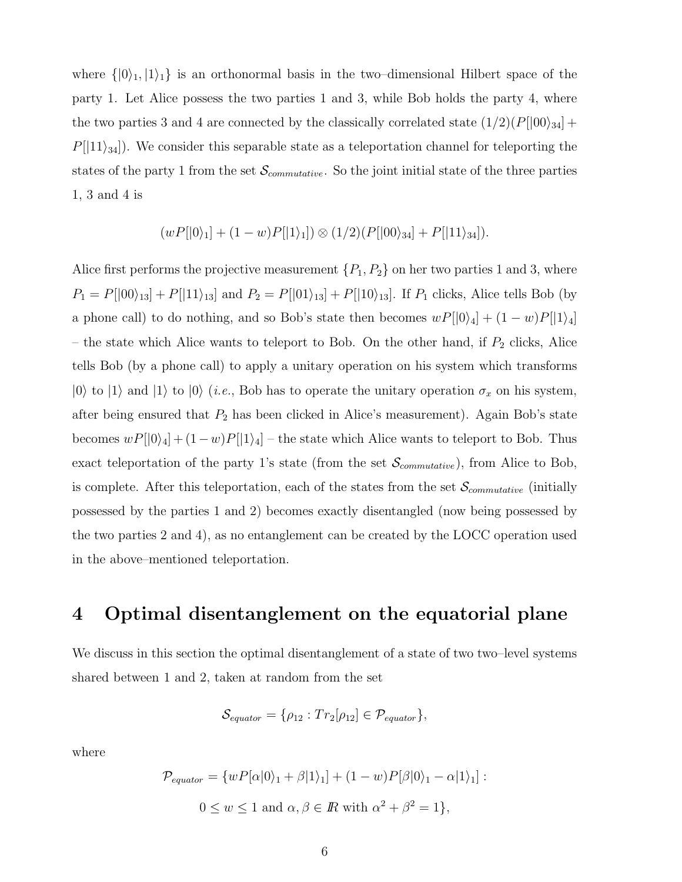where $\{|0\rangle_1, |1\rangle_1\}$ is an orthonormal basis in the two–dimensional Hilbert space of the party 1. Let Alice possess the two parties 1 and 3, while Bob holds the party 4, where the two parties 3 and 4 are connected by the classically correlated state $(1/2)(P[|00\rangle_{34}] + P[|11\rangle_{34}])$. We consider this separable state as a teleportation channel for teleporting the states of the party 1 from the set $\mathcal{S}_{commutative}$. So the joint initial state of the three parties 1, 3 and 4 is

$$(wP[|0\rangle_1] + (1-w)P[|1\rangle_1]) \otimes (1/2)(P[|00\rangle_{34}] + P[|11\rangle_{34}]).$$

Alice first performs the projective measurement $\{P_1, P_2\}$ on her two parties 1 and 3, where $P_1 = P[|00\rangle_{13}] + P[|11\rangle_{13}]$ and $P_2 = P[|01\rangle_{13}] + P[|10\rangle_{13}]$. If $P_1$ clicks, Alice tells Bob (by a phone call) to do nothing, and so Bob's state then becomes $wP[|0\rangle_4] + (1-w)P[|1\rangle_4]$ – the state which Alice wants to teleport to Bob. On the other hand, if $P_2$ clicks, Alice tells Bob (by a phone call) to apply a unitary operation on his system which transforms $|0\rangle$ to $|1\rangle$ and $|1\rangle$ to $|0\rangle$ (*i.e.*, Bob has to operate the unitary operation $\sigma_x$ on his system, after being ensured that $P_2$ has been clicked in Alice's measurement). Again Bob's state becomes $wP[|0\rangle_4] + (1-w)P[|1\rangle_4]$ – the state which Alice wants to teleport to Bob. Thus exact teleportation of the party 1's state (from the set $\mathcal{S}_{commutative}$), from Alice to Bob, is complete. After this teleportation, each of the states from the set $\mathcal{S}_{commutative}$ (initially possessed by the parties 1 and 2) becomes exactly disentangled (now being possessed by the two parties 2 and 4), as no entanglement can be created by the LOCC operation used in the above–mentioned teleportation.

# 4 Optimal disentanglement on the equatorial plane

We discuss in this section the optimal disentanglement of a state of two two–level systems shared between 1 and 2, taken at random from the set

$$\mathcal{S}_{equator} = \{\rho_{12} : Tr_2[\rho_{12}] \in \mathcal{P}_{equator}\},$$

where

$$\mathcal{P}_{equator} = \{wP[\alpha|0\rangle_1 + \beta|1\rangle_1] + (1-w)P[\beta|0\rangle_1 - \alpha|1\rangle_1] :$$
$$0 \leq w \leq 1 \text{ and } \alpha, \beta \in I\!R \text{ with } \alpha^2 + \beta^2 = 1\},$$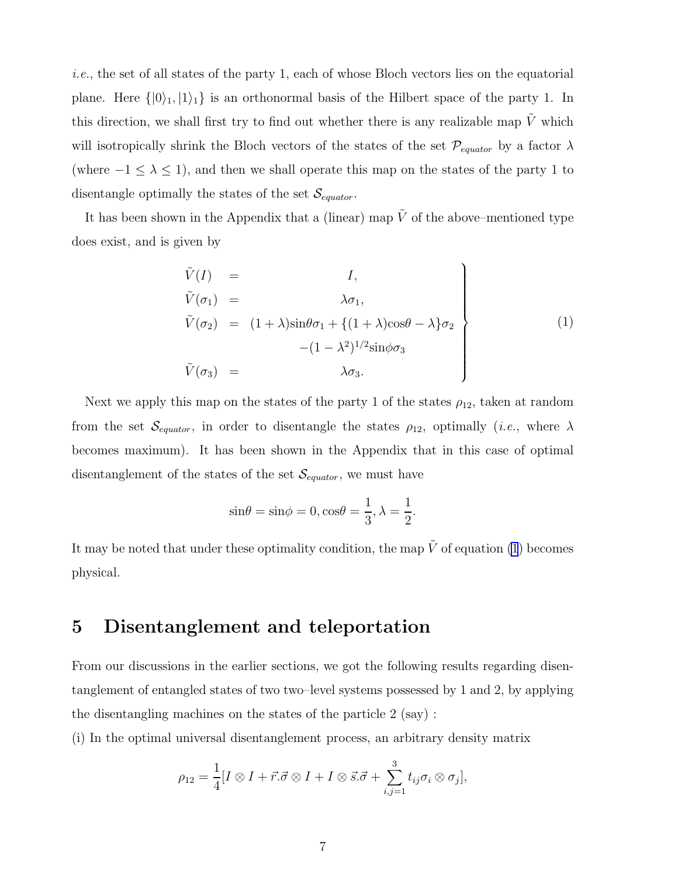*i.e.*, the set of all states of the party 1, each of whose Bloch vectors lies on the equatorial plane. Here $\{|0\rangle_1, |1\rangle_1\}$ is an orthonormal basis of the Hilbert space of the party 1. In this direction, we shall first try to find out whether there is any realizable map $\tilde{V}$ which will isotropically shrink the Bloch vectors of the states of the set $\mathcal{P}_{equator}$ by a factor $\lambda$ (where $-1 \leq \lambda \leq 1$), and then we shall operate this map on the states of the party 1 to disentangle optimally the states of the set $\mathcal{S}_{equator}$.

It has been shown in the Appendix that a (linear) map $\tilde{V}$ of the above–mentioned type does exist, and is given by

$$\left.\begin{array}{rcl}
\tilde{V}(I) & = & I, \\
\tilde{V}(\sigma_1) & = & \lambda\sigma_1, \\
\tilde{V}(\sigma_2) & = & (1+\lambda)\sin\theta\sigma_1 + \{(1+\lambda)\cos\theta - \lambda\}\sigma_2 \\
 & & -(1-\lambda^2)^{1/2}\sin\phi\sigma_3 \\
\tilde{V}(\sigma_3) & = & \lambda\sigma_3.
\end{array}\right\} \qquad (1)$$

Next we apply this map on the states of the party 1 of the states $\rho_{12}$, taken at random from the set $\mathcal{S}_{equator}$, in order to disentangle the states $\rho_{12}$, optimally (*i.e.*, where $\lambda$ becomes maximum). It has been shown in the Appendix that in this case of optimal disentanglement of the states of the set $\mathcal{S}_{equator}$, we must have

$$\sin\theta = \sin\phi = 0, \cos\theta = \frac{1}{3}, \lambda = \frac{1}{2}.$$

It may be noted that under these optimality condition, the map $\tilde{V}$ of equation (1) becomes physical.

## 5 Disentanglement and teleportation

From our discussions in the earlier sections, we got the following results regarding disentanglement of entangled states of two two–level systems possessed by 1 and 2, by applying the disentangling machines on the states of the particle 2 (say) :

(i) In the optimal universal disentanglement process, an arbitrary density matrix

$$\rho_{12} = \frac{1}{4}[I \otimes I + \vec{r}.\vec{\sigma} \otimes I + I \otimes \vec{s}.\vec{\sigma} + \sum_{i,j=1}^{3} t_{ij}\sigma_i \otimes \sigma_j],$$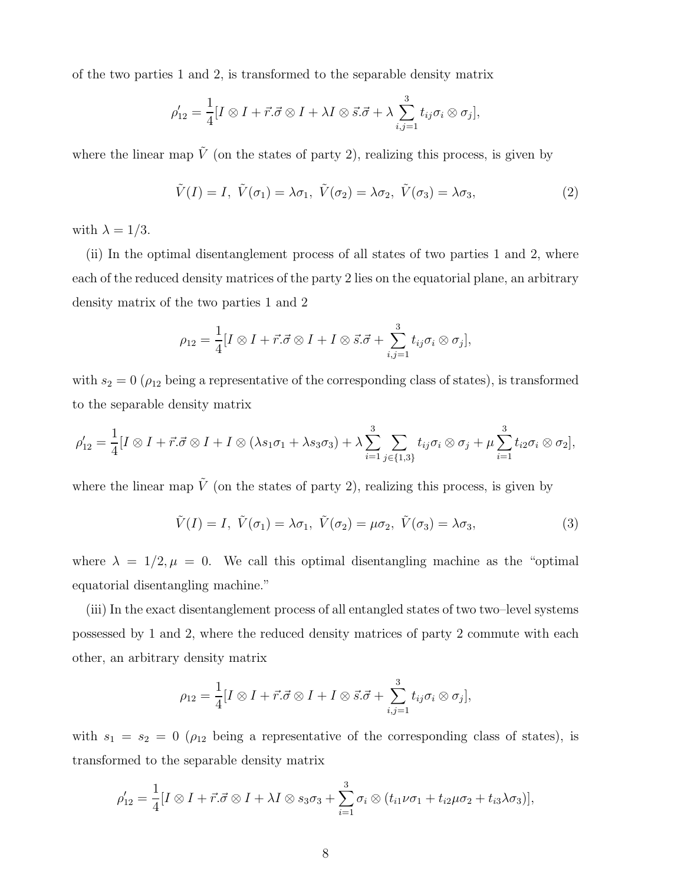of the two parties 1 and 2, is transformed to the separable density matrix

$$\rho'_{12} = \frac{1}{4}[I \otimes I + \vec{r}.\vec{\sigma} \otimes I + \lambda I \otimes \vec{s}.\vec{\sigma} + \lambda \sum_{i,j=1}^{3} t_{ij}\sigma_i \otimes \sigma_j],$$

where the linear map $\tilde{V}$ (on the states of party 2), realizing this process, is given by

$$\tilde{V}(I) = I,\ \tilde{V}(\sigma_1) = \lambda\sigma_1,\ \tilde{V}(\sigma_2) = \lambda\sigma_2,\ \tilde{V}(\sigma_3) = \lambda\sigma_3, \tag{2}$$

with $\lambda = 1/3$.

(ii) In the optimal disentanglement process of all states of two parties 1 and 2, where each of the reduced density matrices of the party 2 lies on the equatorial plane, an arbitrary density matrix of the two parties 1 and 2

$$\rho_{12} = \frac{1}{4}[I \otimes I + \vec{r}.\vec{\sigma} \otimes I + I \otimes \vec{s}.\vec{\sigma} + \sum_{i,j=1}^{3} t_{ij}\sigma_i \otimes \sigma_j],$$

with $s_2 = 0$ ($\rho_{12}$ being a representative of the corresponding class of states), is transformed to the separable density matrix

$$\rho'_{12} = \frac{1}{4}[I \otimes I + \vec{r}.\vec{\sigma} \otimes I + I \otimes (\lambda s_1\sigma_1 + \lambda s_3\sigma_3) + \lambda \sum_{i=1}^{3} \sum_{j\in\{1,3\}} t_{ij}\sigma_i \otimes \sigma_j + \mu \sum_{i=1}^{3} t_{i2}\sigma_i \otimes \sigma_2],$$

where the linear map $\tilde{V}$ (on the states of party 2), realizing this process, is given by

$$\tilde{V}(I) = I,\ \tilde{V}(\sigma_1) = \lambda\sigma_1,\ \tilde{V}(\sigma_2) = \mu\sigma_2,\ \tilde{V}(\sigma_3) = \lambda\sigma_3, \tag{3}$$

where $\lambda = 1/2, \mu = 0$. We call this optimal disentangling machine as the "optimal equatorial disentangling machine."

(iii) In the exact disentanglement process of all entangled states of two two–level systems possessed by 1 and 2, where the reduced density matrices of party 2 commute with each other, an arbitrary density matrix

$$\rho_{12} = \frac{1}{4}[I \otimes I + \vec{r}.\vec{\sigma} \otimes I + I \otimes \vec{s}.\vec{\sigma} + \sum_{i,j=1}^{3} t_{ij}\sigma_i \otimes \sigma_j],$$

with $s_1 = s_2 = 0$ ($\rho_{12}$ being a representative of the corresponding class of states), is transformed to the separable density matrix

$$\rho'_{12} = \frac{1}{4}[I \otimes I + \vec{r}.\vec{\sigma} \otimes I + \lambda I \otimes s_3\sigma_3 + \sum_{i=1}^{3} \sigma_i \otimes (t_{i1}\nu\sigma_1 + t_{i2}\mu\sigma_2 + t_{i3}\lambda\sigma_3)],$$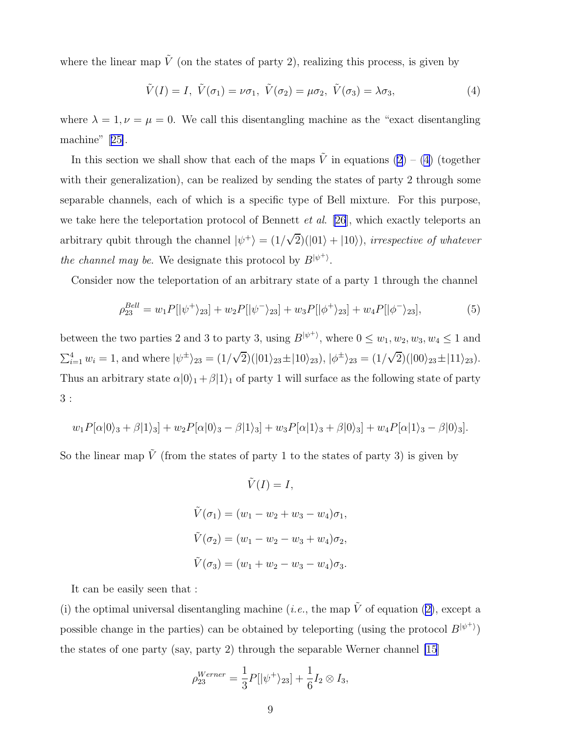where the linear map $\tilde{V}$ (on the states of party 2), realizing this process, is given by

$$\tilde{V}(I) = I,\ \tilde{V}(\sigma_1) = \nu\sigma_1,\ \tilde{V}(\sigma_2) = \mu\sigma_2,\ \tilde{V}(\sigma_3) = \lambda\sigma_3, \tag{4}$$

where $\lambda = 1, \nu = \mu = 0$. We call this disentangling machine as the "exact disentangling machine" [25].

In this section we shall show that each of the maps $\tilde{V}$ in equations (2) – (4) (together with their generalization), can be realized by sending the states of party 2 through some separable channels, each of which is a specific type of Bell mixture. For this purpose, we take here the teleportation protocol of Bennett *et al.* [26], which exactly teleports an arbitrary qubit through the channel $|\psi^+\rangle = (1/\sqrt{2})(|01\rangle + |10\rangle)$, *irrespective of whatever the channel may be*. We designate this protocol by $B^{|\psi^+\rangle}$.

Consider now the teleportation of an arbitrary state of a party 1 through the channel

$$\rho_{23}^{Bell} = w_1 P[|\psi^+\rangle_{23}] + w_2 P[|\psi^-\rangle_{23}] + w_3 P[|\phi^+\rangle_{23}] + w_4 P[|\phi^-\rangle_{23}], \tag{5}$$

between the two parties 2 and 3 to party 3, using $B^{|\psi^+\rangle}$, where $0 \leq w_1, w_2, w_3, w_4 \leq 1$ and $\sum_{i=1}^{4} w_i = 1$, and where $|\psi^\pm\rangle_{23} = (1/\sqrt{2})(|01\rangle_{23} \pm |10\rangle_{23})$, $|\phi^\pm\rangle_{23} = (1/\sqrt{2})(|00\rangle_{23} \pm |11\rangle_{23})$. Thus an arbitrary state $\alpha|0\rangle_1 + \beta|1\rangle_1$ of party 1 will surface as the following state of party 3 :

$$w_1 P[\alpha|0\rangle_3 + \beta|1\rangle_3] + w_2 P[\alpha|0\rangle_3 - \beta|1\rangle_3] + w_3 P[\alpha|1\rangle_3 + \beta|0\rangle_3] + w_4 P[\alpha|1\rangle_3 - \beta|0\rangle_3].$$

So the linear map $\tilde{V}$ (from the states of party 1 to the states of party 3) is given by

$$\tilde{V}(I) = I,$$

$$\tilde{V}(\sigma_1) = (w_1 - w_2 + w_3 - w_4)\sigma_1,$$

$$\tilde{V}(\sigma_2) = (w_1 - w_2 - w_3 + w_4)\sigma_2,$$

$$\tilde{V}(\sigma_3) = (w_1 + w_2 - w_3 - w_4)\sigma_3.$$

It can be easily seen that :

(i) the optimal universal disentangling machine (*i.e.*, the map $\tilde{V}$ of equation (2), except a possible change in the parties) can be obtained by teleporting (using the protocol $B^{|\psi^+\rangle}$) the states of one party (say, party 2) through the separable Werner channel [15]

$$\rho_{23}^{Werner} = \frac{1}{3}P[|\psi^+\rangle_{23}] + \frac{1}{6}I_2 \otimes I_3,$$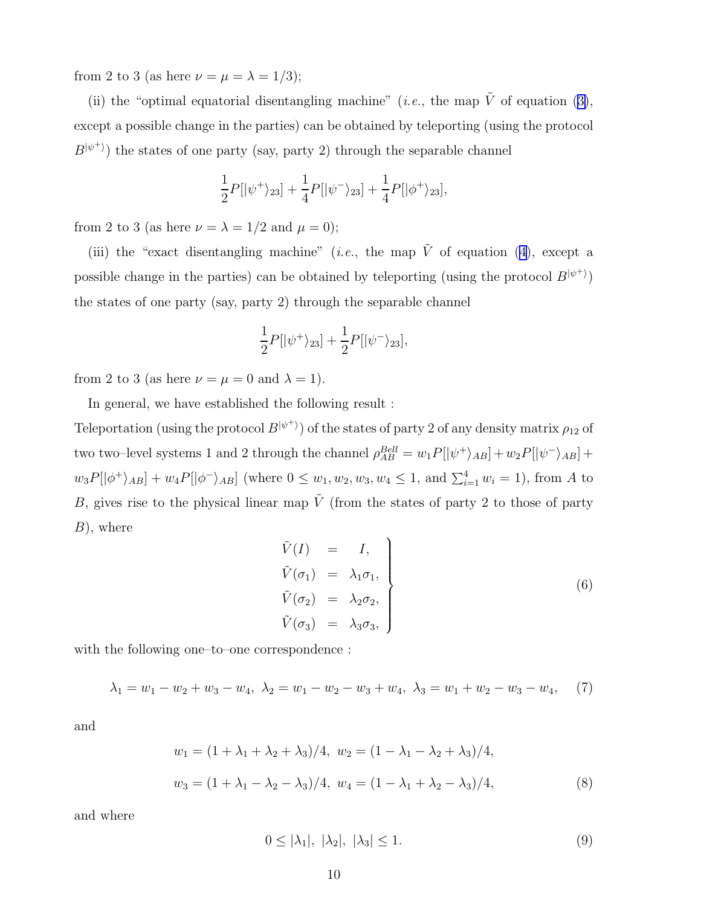from 2 to 3 (as here $\nu = \mu = \lambda = 1/3$);

(ii) the "optimal equatorial disentangling machine" (*i.e.*, the map $\tilde{V}$ of equation (3), except a possible change in the parties) can be obtained by teleporting (using the protocol $B^{|\psi^+\rangle}$) the states of one party (say, party 2) through the separable channel

$$\frac{1}{2}P[|\psi^+\rangle_{23}] + \frac{1}{4}P[|\psi^-\rangle_{23}] + \frac{1}{4}P[|\phi^+\rangle_{23}],$$

from 2 to 3 (as here $\nu = \lambda = 1/2$ and $\mu = 0$);

(iii) the "exact disentangling machine" (*i.e.*, the map $\tilde{V}$ of equation (4), except a possible change in the parties) can be obtained by teleporting (using the protocol $B^{|\psi^+\rangle}$) the states of one party (say, party 2) through the separable channel

$$\frac{1}{2}P[|\psi^+\rangle_{23}] + \frac{1}{2}P[|\psi^-\rangle_{23}],$$

from 2 to 3 (as here $\nu = \mu = 0$ and $\lambda = 1$).

In general, we have established the following result :

Teleportation (using the protocol $B^{|\psi^+\rangle}$) of the states of party 2 of any density matrix $\rho_{12}$ of two two–level systems 1 and 2 through the channel $\rho^{Bell}_{AB} = w_1 P[|\psi^+\rangle_{AB}] + w_2 P[|\psi^-\rangle_{AB}] + w_3 P[|\phi^+\rangle_{AB}] + w_4 P[|\phi^-\rangle_{AB}]$ (where $0 \leq w_1, w_2, w_3, w_4 \leq 1$, and $\sum_{i=1}^{4} w_i = 1$), from $A$ to $B$, gives rise to the physical linear map $\tilde{V}$ (from the states of party 2 to those of party $B$), where

$$\left.\begin{array}{rcl} \tilde{V}(I) & = & I, \\ \tilde{V}(\sigma_1) & = & \lambda_1 \sigma_1, \\ \tilde{V}(\sigma_2) & = & \lambda_2 \sigma_2, \\ \tilde{V}(\sigma_3) & = & \lambda_3 \sigma_3, \end{array}\right\} \tag{6}$$

with the following one–to–one correspondence :

$$\lambda_1 = w_1 - w_2 + w_3 - w_4,\ \lambda_2 = w_1 - w_2 - w_3 + w_4,\ \lambda_3 = w_1 + w_2 - w_3 - w_4, \tag{7}$$

and

$$\begin{aligned} & w_1 = (1 + \lambda_1 + \lambda_2 + \lambda_3)/4,\ w_2 = (1 - \lambda_1 - \lambda_2 + \lambda_3)/4, \\ & w_3 = (1 + \lambda_1 - \lambda_2 - \lambda_3)/4,\ w_4 = (1 - \lambda_1 + \lambda_2 - \lambda_3)/4, \end{aligned} \tag{8}$$

and where

$$0 \leq |\lambda_1|,\ |\lambda_2|,\ |\lambda_3| \leq 1. \tag{9}$$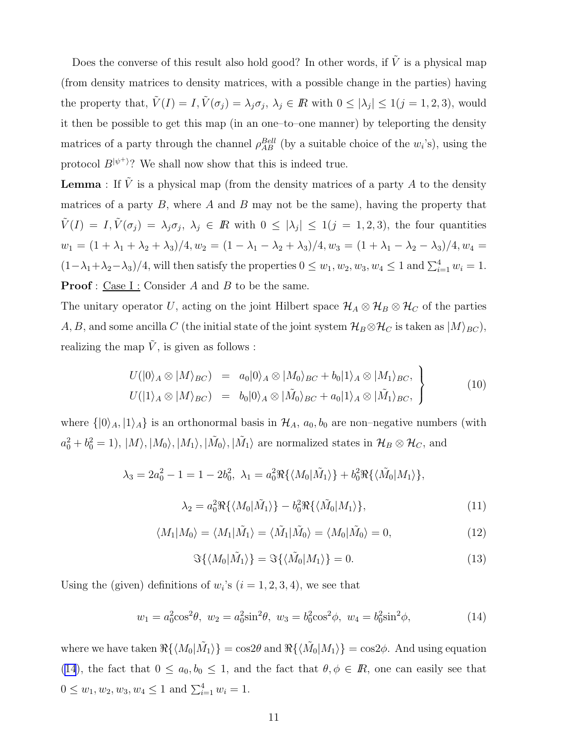Does the converse of this result also hold good? In other words, if $\tilde{V}$ is a physical map (from density matrices to density matrices, with a possible change in the parties) having the property that, $\tilde{V}(I) = I, \tilde{V}(\sigma_j) = \lambda_j \sigma_j$, $\lambda_j \in I\!\!R$ with $0 \leq |\lambda_j| \leq 1 (j = 1, 2, 3)$, would it then be possible to get this map (in an one–to–one manner) by teleporting the density matrices of a party through the channel $\rho_{AB}^{Bell}$ (by a suitable choice of the $w_i$'s), using the protocol $B^{|\psi^+\rangle}$? We shall now show that this is indeed true.

**Lemma** : If $\tilde{V}$ is a physical map (from the density matrices of a party $A$ to the density matrices of a party $B$, where $A$ and $B$ may not be the same), having the property that $\tilde{V}(I) = I, \tilde{V}(\sigma_j) = \lambda_j \sigma_j$, $\lambda_j \in I\!\!R$ with $0 \leq |\lambda_j| \leq 1 (j = 1, 2, 3)$, the four quantities $w_1 = (1 + \lambda_1 + \lambda_2 + \lambda_3)/4, w_2 = (1 - \lambda_1 - \lambda_2 + \lambda_3)/4, w_3 = (1 + \lambda_1 - \lambda_2 - \lambda_3)/4, w_4 = (1 - \lambda_1 + \lambda_2 - \lambda_3)/4$, will then satisfy the properties $0 \leq w_1, w_2, w_3, w_4 \leq 1$ and $\sum_{i=1}^{4} w_i = 1$.

**Proof** : Case I : Consider $A$ and $B$ to be the same.

The unitary operator $U$, acting on the joint Hilbert space $\mathcal{H}_A \otimes \mathcal{H}_B \otimes \mathcal{H}_C$ of the parties $A, B$, and some ancilla $C$ (the initial state of the joint system $\mathcal{H}_B \otimes \mathcal{H}_C$ is taken as $|M\rangle_{BC}$), realizing the map $\tilde{V}$, is given as follows :

$$
\left.
\begin{aligned}
U(|0\rangle_A \otimes |M\rangle_{BC}) &= a_0 |0\rangle_A \otimes |M_0\rangle_{BC} + b_0 |1\rangle_A \otimes |M_1\rangle_{BC}, \\
U(|1\rangle_A \otimes |M\rangle_{BC}) &= b_0 |0\rangle_A \otimes |\tilde{M}_0\rangle_{BC} + a_0 |1\rangle_A \otimes |\tilde{M}_1\rangle_{BC},
\end{aligned}
\right\} \tag{10}
$$

where $\{|0\rangle_A, |1\rangle_A\}$ is an orthonormal basis in $\mathcal{H}_A$, $a_0, b_0$ are non–negative numbers (with $a_0^2 + b_0^2 = 1$), $|M\rangle, |M_0\rangle, |M_1\rangle, |\tilde{M}_0\rangle, |\tilde{M}_1\rangle$ are normalized states in $\mathcal{H}_B \otimes \mathcal{H}_C$, and

$$
\lambda_3 = 2a_0^2 - 1 = 1 - 2b_0^2, \ \lambda_1 = a_0^2 \Re\{\langle M_0|\tilde{M}_1\rangle\} + b_0^2 \Re\{\langle \tilde{M}_0|M_1\rangle\},
$$

$$
\lambda_2 = a_0^2 \Re\{\langle M_0|\tilde{M}_1\rangle\} - b_0^2 \Re\{\langle \tilde{M}_0|M_1\rangle\}, \tag{11}
$$

$$
\langle M_1|M_0\rangle = \langle M_1|\tilde{M}_1\rangle = \langle \tilde{M}_1|\tilde{M}_0\rangle = \langle M_0|\tilde{M}_0\rangle = 0, \tag{12}
$$

$$
\Im\{\langle M_0|\tilde{M}_1\rangle\} = \Im\{\langle \tilde{M}_0|M_1\rangle\} = 0. \tag{13}
$$

Using the (given) definitions of $w_i$'s $(i = 1, 2, 3, 4)$, we see that

$$
w_1 = a_0^2 \cos^2\theta, \ w_2 = a_0^2 \sin^2\theta, \ w_3 = b_0^2 \cos^2\phi, \ w_4 = b_0^2 \sin^2\phi, \tag{14}
$$

where we have taken $\Re\{\langle M_0|\tilde{M}_1\rangle\} = \cos 2\theta$ and $\Re\{\langle \tilde{M}_0|M_1\rangle\} = \cos 2\phi$. And using equation (14), the fact that $0 \leq a_0, b_0 \leq 1$, and the fact that $\theta, \phi \in I\!\!R$, one can easily see that $0 \leq w_1, w_2, w_3, w_4 \leq 1$ and $\sum_{i=1}^{4} w_i = 1$.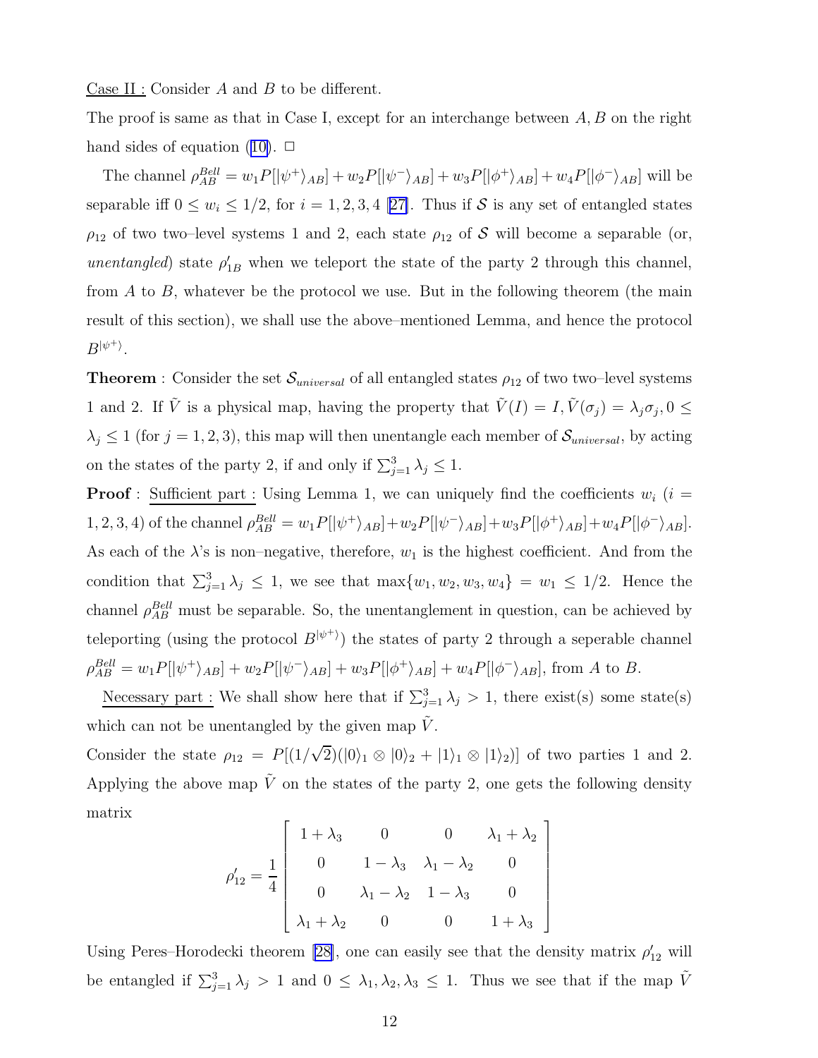<u>Case II :</u> Consider $A$ and $B$ to be different.

The proof is same as that in Case I, except for an interchange between $A, B$ on the right hand sides of equation (10). $\Box$

The channel $\rho_{AB}^{Bell} = w_1 P[|\psi^+\rangle_{AB}] + w_2 P[|\psi^-\rangle_{AB}] + w_3 P[|\phi^+\rangle_{AB}] + w_4 P[|\phi^-\rangle_{AB}]$ will be separable iff $0 \leq w_i \leq 1/2$, for $i = 1, 2, 3, 4$ [27]. Thus if $\mathcal{S}$ is any set of entangled states $\rho_{12}$ of two two–level systems 1 and 2, each state $\rho_{12}$ of $\mathcal{S}$ will become a separable (or, *unentangled*) state $\rho'_{1B}$ when we teleport the state of the party 2 through this channel, from $A$ to $B$, whatever be the protocol we use. But in the following theorem (the main result of this section), we shall use the above–mentioned Lemma, and hence the protocol $B^{|\psi^+\rangle}$.

**Theorem** : Consider the set $\mathcal{S}_{universal}$ of all entangled states $\rho_{12}$ of two two–level systems 1 and 2. If $\tilde{V}$ is a physical map, having the property that $\tilde{V}(I) = I, \tilde{V}(\sigma_j) = \lambda_j \sigma_j, 0 \leq \lambda_j \leq 1$ (for $j = 1, 2, 3$), this map will then unentangle each member of $\mathcal{S}_{universal}$, by acting on the states of the party 2, if and only if $\sum_{j=1}^{3} \lambda_j \leq 1$.

**Proof** : <u>Sufficient part :</u> Using Lemma 1, we can uniquely find the coefficients $w_i$ ($i = 1, 2, 3, 4$) of the channel $\rho_{AB}^{Bell} = w_1 P[|\psi^+\rangle_{AB}] + w_2 P[|\psi^-\rangle_{AB}] + w_3 P[|\phi^+\rangle_{AB}] + w_4 P[|\phi^-\rangle_{AB}]$. As each of the $\lambda$'s is non–negative, therefore, $w_1$ is the highest coefficient. And from the condition that $\sum_{j=1}^{3} \lambda_j \leq 1$, we see that $\max\{w_1, w_2, w_3, w_4\} = w_1 \leq 1/2$. Hence the channel $\rho_{AB}^{Bell}$ must be separable. So, the unentanglement in question, can be achieved by teleporting (using the protocol $B^{|\psi^+\rangle}$) the states of party 2 through a seperable channel $\rho_{AB}^{Bell} = w_1 P[|\psi^+\rangle_{AB}] + w_2 P[|\psi^-\rangle_{AB}] + w_3 P[|\phi^+\rangle_{AB}] + w_4 P[|\phi^-\rangle_{AB}]$, from $A$ to $B$.

<u>Necessary part :</u> We shall show here that if $\sum_{j=1}^{3} \lambda_j > 1$, there exist(s) some state(s) which can not be unentangled by the given map $\tilde{V}$.

Consider the state $\rho_{12} = P[(1/\sqrt{2})(|0\rangle_1 \otimes |0\rangle_2 + |1\rangle_1 \otimes |1\rangle_2)]$ of two parties 1 and 2. Applying the above map $\tilde{V}$ on the states of the party 2, one gets the following density matrix

$$\rho'_{12} = \frac{1}{4} \begin{bmatrix} 1 + \lambda_3 & 0 & 0 & \lambda_1 + \lambda_2 \\ 0 & 1 - \lambda_3 & \lambda_1 - \lambda_2 & 0 \\ 0 & \lambda_1 - \lambda_2 & 1 - \lambda_3 & 0 \\ \lambda_1 + \lambda_2 & 0 & 0 & 1 + \lambda_3 \end{bmatrix}$$

Using Peres–Horodecki theorem [28], one can easily see that the density matrix $\rho'_{12}$ will be entangled if $\sum_{j=1}^{3} \lambda_j > 1$ and $0 \leq \lambda_1, \lambda_2, \lambda_3 \leq 1$. Thus we see that if the map $\tilde{V}$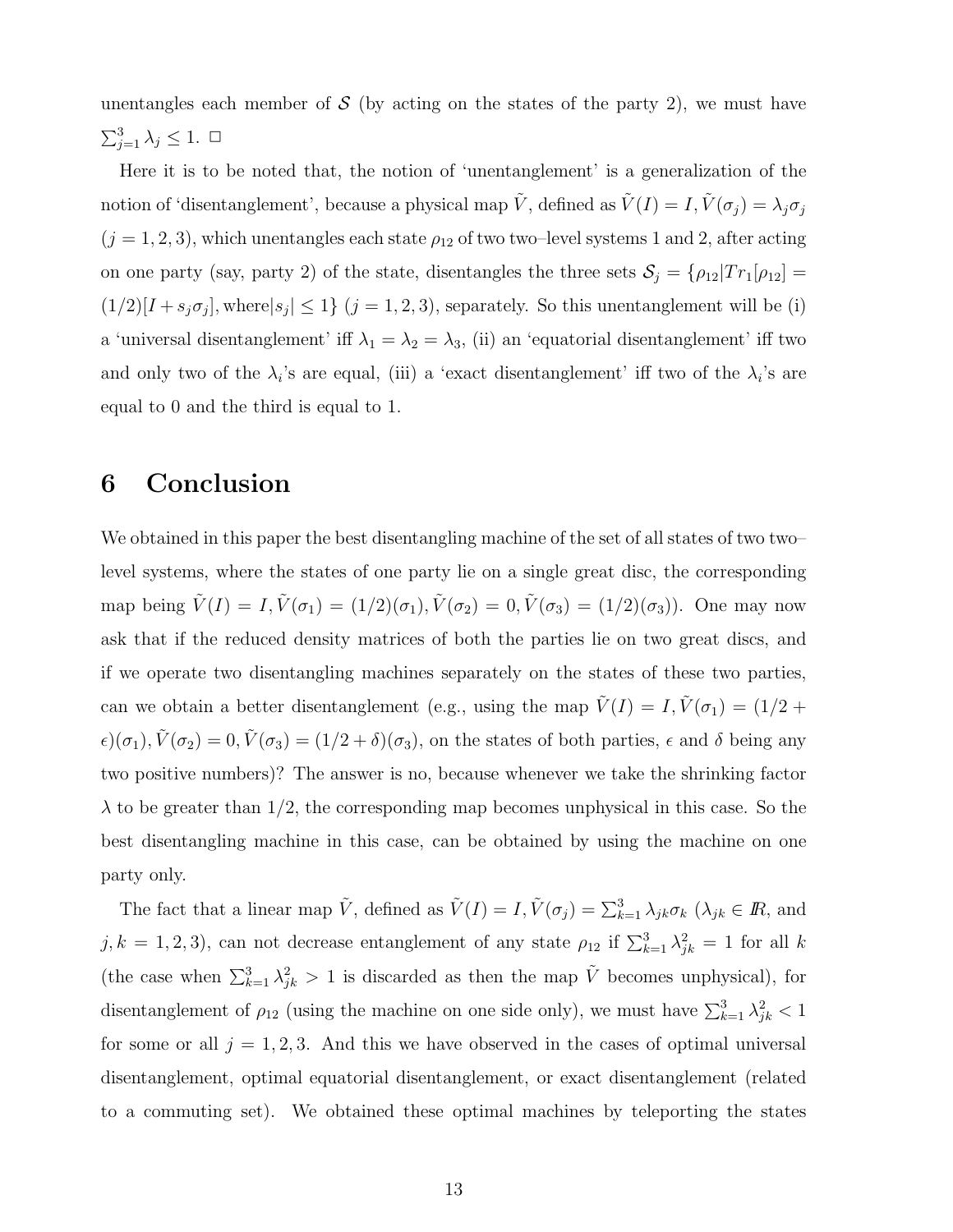unentangles each member of $\mathcal{S}$ (by acting on the states of the party 2), we must have $\sum_{j=1}^{3} \lambda_j \leq 1$. □

Here it is to be noted that, the notion of 'unentanglement' is a generalization of the notion of 'disentanglement', because a physical map $\tilde{V}$, defined as $\tilde{V}(I) = I, \tilde{V}(\sigma_j) = \lambda_j \sigma_j$ $(j = 1, 2, 3)$, which unentangles each state $\rho_{12}$ of two two–level systems 1 and 2, after acting on one party (say, party 2) of the state, disentangles the three sets $\mathcal{S}_j = \{\rho_{12} | Tr_1[\rho_{12}] = (1/2)[I + s_j \sigma_j], \text{where} |s_j| \leq 1\}$ $(j = 1, 2, 3)$, separately. So this unentanglement will be (i) a 'universal disentanglement' iff $\lambda_1 = \lambda_2 = \lambda_3$, (ii) an 'equatorial disentanglement' iff two and only two of the $\lambda_i$'s are equal, (iii) a 'exact disentanglement' iff two of the $\lambda_i$'s are equal to 0 and the third is equal to 1.

# 6 Conclusion

We obtained in this paper the best disentangling machine of the set of all states of two two–level systems, where the states of one party lie on a single great disc, the corresponding map being $\tilde{V}(I) = I, \tilde{V}(\sigma_1) = (1/2)(\sigma_1), \tilde{V}(\sigma_2) = 0, \tilde{V}(\sigma_3) = (1/2)(\sigma_3))$. One may now ask that if the reduced density matrices of both the parties lie on two great discs, and if we operate two disentangling machines separately on the states of these two parties, can we obtain a better disentanglement (e.g., using the map $\tilde{V}(I) = I, \tilde{V}(\sigma_1) = (1/2 + \epsilon)(\sigma_1), \tilde{V}(\sigma_2) = 0, \tilde{V}(\sigma_3) = (1/2 + \delta)(\sigma_3)$, on the states of both parties, $\epsilon$ and $\delta$ being any two positive numbers)? The answer is no, because whenever we take the shrinking factor $\lambda$ to be greater than 1/2, the corresponding map becomes unphysical in this case. So the best disentangling machine in this case, can be obtained by using the machine on one party only.

The fact that a linear map $\tilde{V}$, defined as $\tilde{V}(I) = I, \tilde{V}(\sigma_j) = \sum_{k=1}^{3} \lambda_{jk} \sigma_k$ ($\lambda_{jk} \in \mathbb{R}$, and $j, k = 1, 2, 3$), can not decrease entanglement of any state $\rho_{12}$ if $\sum_{k=1}^{3} \lambda_{jk}^2 = 1$ for all $k$ (the case when $\sum_{k=1}^{3} \lambda_{jk}^2 > 1$ is discarded as then the map $\tilde{V}$ becomes unphysical), for disentanglement of $\rho_{12}$ (using the machine on one side only), we must have $\sum_{k=1}^{3} \lambda_{jk}^2 < 1$ for some or all $j = 1, 2, 3$. And this we have observed in the cases of optimal universal disentanglement, optimal equatorial disentanglement, or exact disentanglement (related to a commuting set). We obtained these optimal machines by teleporting the states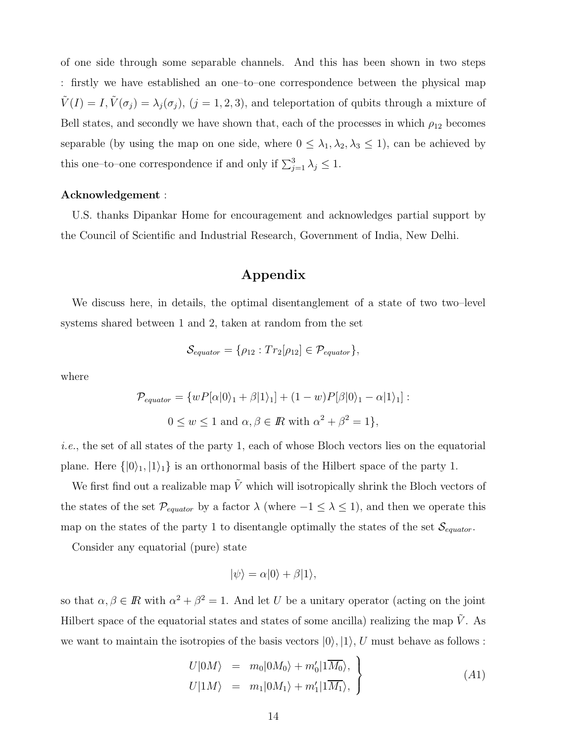of one side through some separable channels. And this has been shown in two steps : firstly we have established an one–to–one correspondence between the physical map $\tilde{V}(I) = I, \tilde{V}(\sigma_j) = \lambda_j(\sigma_j)$, $(j = 1, 2, 3)$, and teleportation of qubits through a mixture of Bell states, and secondly we have shown that, each of the processes in which $\rho_{12}$ becomes separable (by using the map on one side, where $0 \leq \lambda_1, \lambda_2, \lambda_3 \leq 1$), can be achieved by this one–to–one correspondence if and only if $\sum_{j=1}^{3} \lambda_j \leq 1$.

**Acknowledgement** :

U.S. thanks Dipankar Home for encouragement and acknowledges partial support by the Council of Scientific and Industrial Research, Government of India, New Delhi.

## Appendix

We discuss here, in details, the optimal disentanglement of a state of two two–level systems shared between 1 and 2, taken at random from the set

$$\mathcal{S}_{equator} = \{\rho_{12} : Tr_2[\rho_{12}] \in \mathcal{P}_{equator}\},$$

where

$$\mathcal{P}_{equator} = \{wP[\alpha|0\rangle_1 + \beta|1\rangle_1] + (1-w)P[\beta|0\rangle_1 - \alpha|1\rangle_1] :$$
$$0 \leq w \leq 1 \text{ and } \alpha, \beta \in \mathbb{R} \text{ with } \alpha^2 + \beta^2 = 1\},$$

*i.e.*, the set of all states of the party 1, each of whose Bloch vectors lies on the equatorial plane. Here $\{|0\rangle_1, |1\rangle_1\}$ is an orthonormal basis of the Hilbert space of the party 1.

We first find out a realizable map $\tilde{V}$ which will isotropically shrink the Bloch vectors of the states of the set $\mathcal{P}_{equator}$ by a factor $\lambda$ (where $-1 \leq \lambda \leq 1$), and then we operate this map on the states of the party 1 to disentangle optimally the states of the set $\mathcal{S}_{equator}$.

Consider any equatorial (pure) state

$$|\psi\rangle = \alpha|0\rangle + \beta|1\rangle,$$

so that $\alpha, \beta \in \mathbb{R}$ with $\alpha^2 + \beta^2 = 1$. And let $U$ be a unitary operator (acting on the joint Hilbert space of the equatorial states and states of some ancilla) realizing the map $\tilde{V}$. As we want to maintain the isotropies of the basis vectors $|0\rangle, |1\rangle$, $U$ must behave as follows :

$$\left.\begin{array}{rcl} U|0M\rangle &=& m_0|0M_0\rangle + m_0'|1\overline{M_0}\rangle, \\ U|1M\rangle &=& m_1|0M_1\rangle + m_1'|1\overline{M_1}\rangle, \end{array}\right\} \quad (A1)$$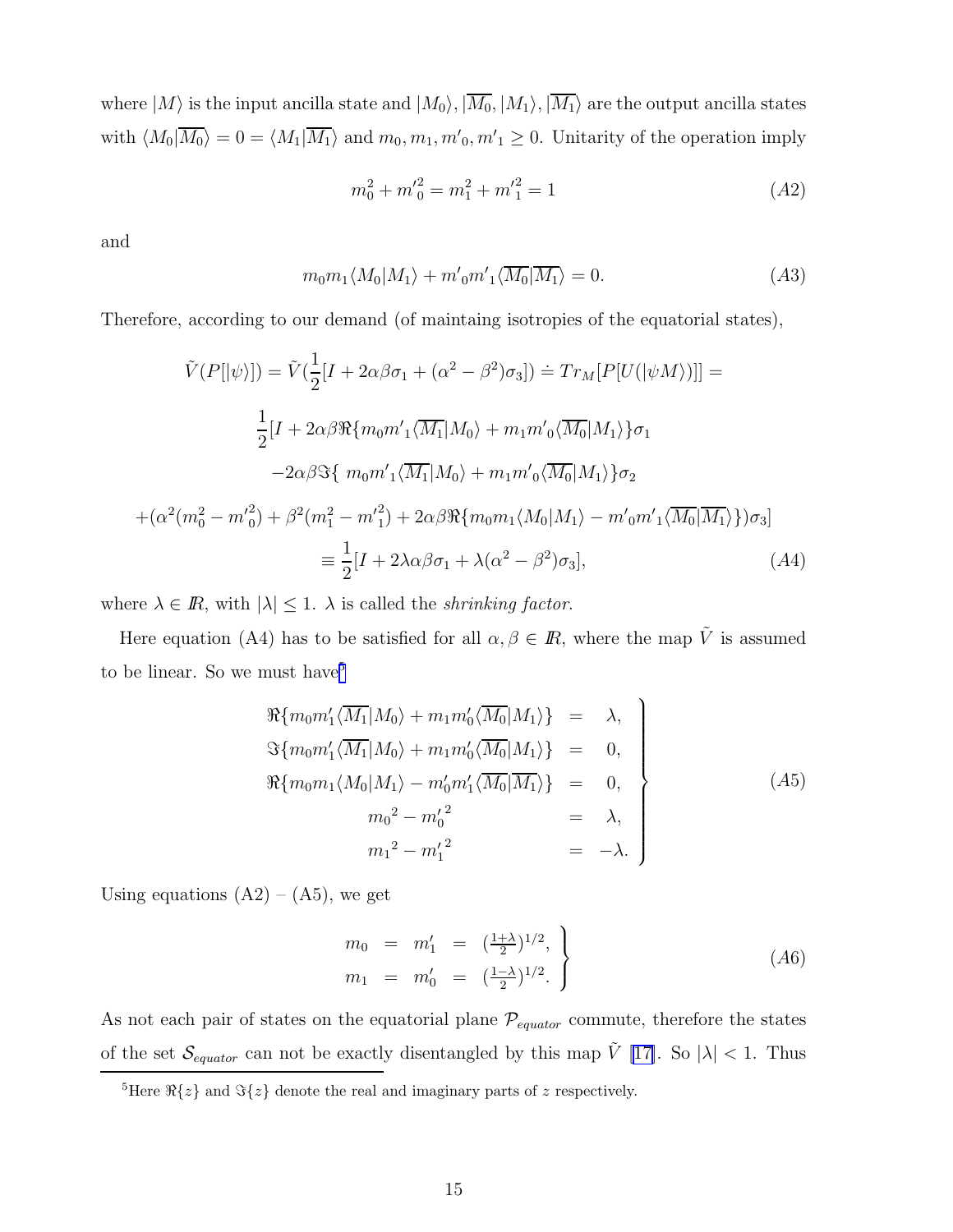where $|M\rangle$ is the input ancilla state and $|M_0\rangle, |\overline{M_0}, |M_1\rangle, |\overline{M_1}\rangle$ are the output ancilla states with $\langle M_0|\overline{M_0}\rangle = 0 = \langle M_1|\overline{M_1}\rangle$ and $m_0, m_1, m'_0, m'_1 \geq 0$. Unitarity of the operation imply

$$m_0^2 + m'^2_0 = m_1^2 + m'^2_1 = 1 \tag{A2}$$

and

$$m_0 m_1 \langle M_0|M_1\rangle + m'_0 m'_1 \langle \overline{M_0}|\overline{M_1}\rangle = 0. \tag{A3}$$

Therefore, according to our demand (of maintaing isotropies of the equatorial states),

$$\begin{aligned}
\tilde{V}(P[|\psi\rangle]) = \tilde{V}(\frac{1}{2}[I + 2\alpha\beta\sigma_1 + (\alpha^2 - \beta^2)\sigma_3]) \doteq Tr_M[P[U(|\psi M\rangle)]] = \\
\frac{1}{2}[I + 2\alpha\beta\Re\{m_0 m'_1 \langle \overline{M_1}|M_0\rangle + m_1 m'_0 \langle \overline{M_0}|M_1\rangle\}\sigma_1 \\
-2\alpha\beta\Im\{\ m_0 m'_1 \langle \overline{M_1}|M_0\rangle + m_1 m'_0 \langle \overline{M_0}|M_1\rangle\}\sigma_2 \\
+(\alpha^2(m_0^2 - m'^2_0) + \beta^2(m_1^2 - m'^2_1) + 2\alpha\beta\Re\{m_0 m_1 \langle M_0|M_1\rangle - m'_0 m'_1 \langle \overline{M_0}|\overline{M_1}\rangle\})\sigma_3] \\
\equiv \frac{1}{2}[I + 2\lambda\alpha\beta\sigma_1 + \lambda(\alpha^2 - \beta^2)\sigma_3],
\end{aligned} \tag{A4}$$

where $\lambda \in I\!R$, with $|\lambda| \leq 1$. $\lambda$ is called the *shrinking factor*.

Here equation (A4) has to be satisfied for all $\alpha, \beta \in I\!R$, where the map $\tilde{V}$ is assumed to be linear. So we must have[5]

$$\left.\begin{array}{rcl}
\Re\{m_0 m'_1 \langle \overline{M_1}|M_0\rangle + m_1 m'_0 \langle \overline{M_0}|M_1\rangle\} & = & \lambda, \\
\Im\{m_0 m'_1 \langle \overline{M_1}|M_0\rangle + m_1 m'_0 \langle \overline{M_0}|M_1\rangle\} & = & 0, \\
\Re\{m_0 m_1 \langle M_0|M_1\rangle - m'_0 m'_1 \langle \overline{M_0}|\overline{M_1}\rangle\} & = & 0, \\
{m_0}^2 - {m'_0}^2 & = & \lambda, \\
{m_1}^2 - {m'_1}^2 & = & -\lambda.
\end{array}\right\} \tag{A5}$$

Using equations (A2) – (A5), we get

$$\left.\begin{array}{rcccl}
m_0 & = & m'_1 & = & (\frac{1+\lambda}{2})^{1/2}, \\
m_1 & = & m'_0 & = & (\frac{1-\lambda}{2})^{1/2}.
\end{array}\right\} \tag{A6}$$

As not each pair of states on the equatorial plane $\mathcal{P}_{equator}$ commute, therefore the states of the set $\mathcal{S}_{equator}$ can not be exactly disentangled by this map $\tilde{V}$ [17]. So $|\lambda| < 1$. Thus

[5] Here $\Re\{z\}$ and $\Im\{z\}$ denote the real and imaginary parts of $z$ respectively.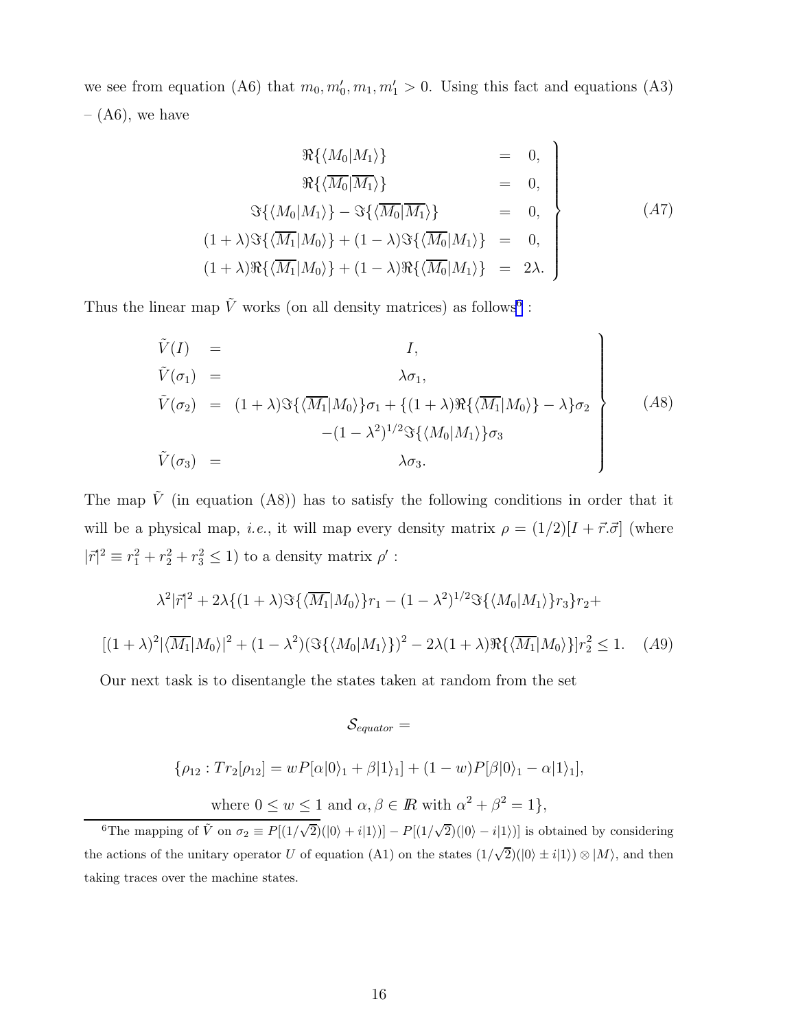we see from equation (A6) that $m_0, m_0', m_1, m_1' > 0$. Using this fact and equations (A3) – (A6), we have

$$
\left.
\begin{array}{rcl}
\Re\{\langle M_0|M_1\rangle\} & = & 0, \\
\Re\{\langle \overline{M_0}|\overline{M_1}\rangle\} & = & 0, \\
\Im\{\langle M_0|M_1\rangle\} - \Im\{\langle \overline{M_0}|\overline{M_1}\rangle\} & = & 0, \\
(1+\lambda)\Im\{\langle \overline{M_1}|M_0\rangle\} + (1-\lambda)\Im\{\langle \overline{M_0}|M_1\rangle\} & = & 0, \\
(1+\lambda)\Re\{\langle \overline{M_1}|M_0\rangle\} + (1-\lambda)\Re\{\langle \overline{M_0}|M_1\rangle\} & = & 2\lambda.
\end{array}
\right\} \quad (A7)
$$

Thus the linear map $\tilde{V}$ works (on all density matrices) as follows[6] :

$$
\left.
\begin{array}{rcl}
\tilde{V}(I) & = & I, \\
\tilde{V}(\sigma_1) & = & \lambda\sigma_1, \\
\tilde{V}(\sigma_2) & = & (1+\lambda)\Im\{\langle \overline{M_1}|M_0\rangle\}\sigma_1 + \{(1+\lambda)\Re\{\langle \overline{M_1}|M_0\rangle\} - \lambda\}\sigma_2 \\
 & & -(1-\lambda^2)^{1/2}\Im\{\langle M_0|M_1\rangle\}\sigma_3 \\
\tilde{V}(\sigma_3) & = & \lambda\sigma_3.
\end{array}
\right\} \quad (A8)
$$

The map $\tilde{V}$ (in equation (A8)) has to satisfy the following conditions in order that it will be a physical map, *i.e.*, it will map every density matrix $\rho = (1/2)[I + \vec{r}.\vec{\sigma}]$ (where $|\vec{r}|^2 \equiv r_1^2 + r_2^2 + r_3^2 \leq 1$) to a density matrix $\rho'$ :

$$
\lambda^2|\vec{r}|^2 + 2\lambda\{(1+\lambda)\Im\{\langle \overline{M_1}|M_0\rangle\}r_1 - (1-\lambda^2)^{1/2}\Im\{\langle M_0|M_1\rangle\}r_3\}r_2 +
$$

$$
[(1+\lambda)^2|\langle \overline{M_1}|M_0\rangle|^2 + (1-\lambda^2)(\Im\{\langle M_0|M_1\rangle\})^2 - 2\lambda(1+\lambda)\Re\{\langle \overline{M_1}|M_0\rangle\}]r_2^2 \leq 1. \quad (A9)
$$

Our next task is to disentangle the states taken at random from the set

$$
\mathcal{S}_{equator} =
$$

$$
\{\rho_{12} : Tr_2[\rho_{12}] = wP[\alpha|0\rangle_1 + \beta|1\rangle_1] + (1-w)P[\beta|0\rangle_1 - \alpha|1\rangle_1],
$$

$$
\text{where } 0 \leq w \leq 1 \text{ and } \alpha, \beta \in I\!R \text{ with } \alpha^2 + \beta^2 = 1\},
$$

[6] The mapping of $\tilde{V}$ on $\sigma_2 \equiv P[(1/\sqrt{2})(|0\rangle + i|1\rangle)] - P[(1/\sqrt{2})(|0\rangle - i|1\rangle)]$ is obtained by considering the actions of the unitary operator $U$ of equation (A1) on the states $(1/\sqrt{2})(|0\rangle \pm i|1\rangle) \otimes |M\rangle$, and then taking traces over the machine states.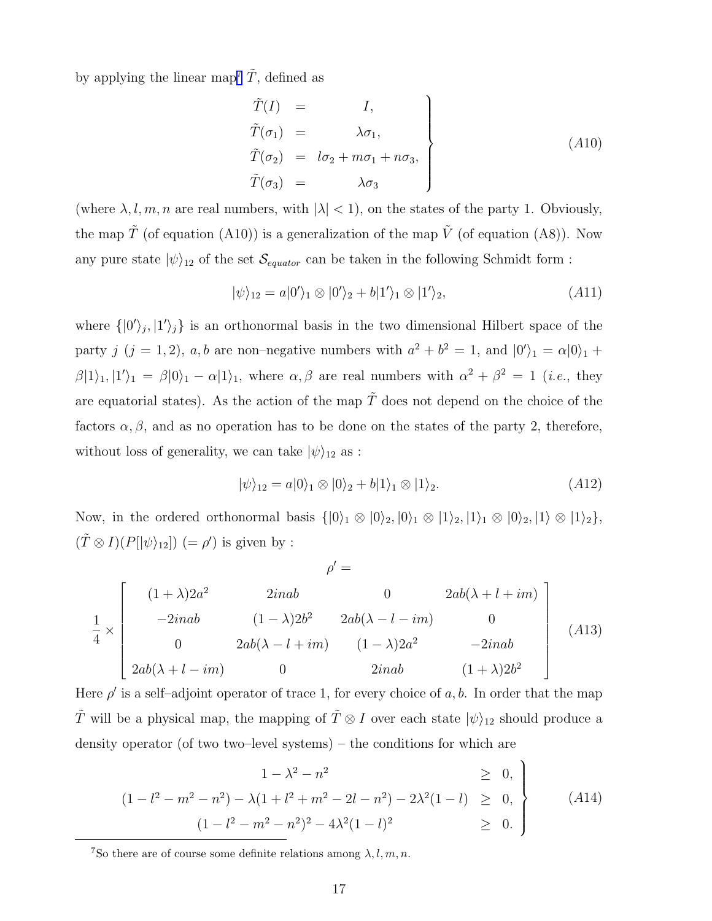by applying the linear map[7] $\tilde{T}$, defined as

$$\left.\begin{array}{rcl} \tilde{T}(I) & = & I, \\ \tilde{T}(\sigma_1) & = & \lambda\sigma_1, \\ \tilde{T}(\sigma_2) & = & l\sigma_2 + m\sigma_1 + n\sigma_3, \\ \tilde{T}(\sigma_3) & = & \lambda\sigma_3 \end{array}\right\} \tag{A10}$$

(where $\lambda, l, m, n$ are real numbers, with $|\lambda| < 1$), on the states of the party 1. Obviously, the map $\tilde{T}$ (of equation (A10)) is a generalization of the map $\tilde{V}$ (of equation (A8)). Now any pure state $|\psi\rangle_{12}$ of the set $\mathcal{S}_{equator}$ can be taken in the following Schmidt form :

$$|\psi\rangle_{12} = a|0'\rangle_1 \otimes |0'\rangle_2 + b|1'\rangle_1 \otimes |1'\rangle_2, \tag{A11}$$

where $\{|0'\rangle_j, |1'\rangle_j\}$ is an orthonormal basis in the two dimensional Hilbert space of the party $j$ $(j = 1, 2)$, $a, b$ are non–negative numbers with $a^2 + b^2 = 1$, and $|0'\rangle_1 = \alpha|0\rangle_1 + \beta|1\rangle_1, |1'\rangle_1 = \beta|0\rangle_1 - \alpha|1\rangle_1$, where $\alpha, \beta$ are real numbers with $\alpha^2 + \beta^2 = 1$ (*i.e.*, they are equatorial states). As the action of the map $\tilde{T}$ does not depend on the choice of the factors $\alpha, \beta$, and as no operation has to be done on the states of the party 2, therefore, without loss of generality, we can take $|\psi\rangle_{12}$ as :

$$|\psi\rangle_{12} = a|0\rangle_1 \otimes |0\rangle_2 + b|1\rangle_1 \otimes |1\rangle_2. \tag{A12}$$

Now, in the ordered orthonormal basis $\{|0\rangle_1 \otimes |0\rangle_2, |0\rangle_1 \otimes |1\rangle_2, |1\rangle_1 \otimes |0\rangle_2, |1\rangle \otimes |1\rangle_2\}$, $(\tilde{T} \otimes I)(P[|\psi\rangle_{12}])$ $(= \rho')$ is given by :

$$\rho' = \frac{1}{4} \times \begin{bmatrix} (1+\lambda)2a^2 & 2inab & 0 & 2ab(\lambda + l + im) \\ -2inab & (1-\lambda)2b^2 & 2ab(\lambda - l - im) & 0 \\ 0 & 2ab(\lambda - l + im) & (1-\lambda)2a^2 & -2inab \\ 2ab(\lambda + l - im) & 0 & 2inab & (1+\lambda)2b^2 \end{bmatrix} \tag{A13}$$

Here $\rho'$ is a self–adjoint operator of trace 1, for every choice of $a, b$. In order that the map $\tilde{T}$ will be a physical map, the mapping of $\tilde{T} \otimes I$ over each state $|\psi\rangle_{12}$ should produce a density operator (of two two–level systems) – the conditions for which are

$$\left.\begin{array}{rcl} 1 - \lambda^2 - n^2 & \geq & 0, \\ (1 - l^2 - m^2 - n^2) - \lambda(1 + l^2 + m^2 - 2l - n^2) - 2\lambda^2(1 - l) & \geq & 0, \\ (1 - l^2 - m^2 - n^2)^2 - 4\lambda^2(1 - l)^2 & \geq & 0. \end{array}\right\} \tag{A14}$$

[7] So there are of course some definite relations among $\lambda, l, m, n$.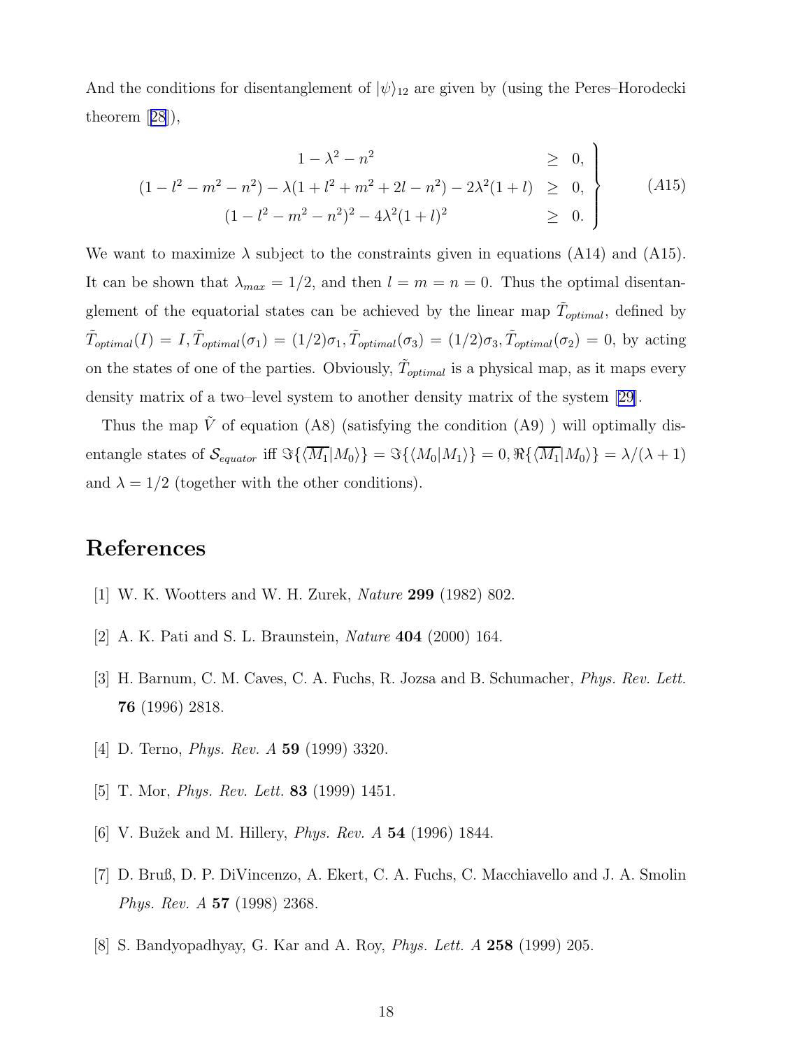And the conditions for disentanglement of $|\psi\rangle_{12}$ are given by (using the Peres–Horodecki theorem [28]),

$$
\left.\begin{array}{rcl}
1-\lambda^2-n^2 & \geq & 0, \\
(1-l^2-m^2-n^2)-\lambda(1+l^2+m^2+2l-n^2)-2\lambda^2(1+l) & \geq & 0, \\
(1-l^2-m^2-n^2)^2-4\lambda^2(1+l)^2 & \geq & 0.
\end{array}\right\} \qquad (A15)
$$

We want to maximize $\lambda$ subject to the constraints given in equations (A14) and (A15). It can be shown that $\lambda_{max} = 1/2$, and then $l = m = n = 0$. Thus the optimal disentanglement of the equatorial states can be achieved by the linear map $\tilde{T}_{optimal}$, defined by $\tilde{T}_{optimal}(I) = I, \tilde{T}_{optimal}(\sigma_1) = (1/2)\sigma_1, \tilde{T}_{optimal}(\sigma_3) = (1/2)\sigma_3, \tilde{T}_{optimal}(\sigma_2) = 0$, by acting on the states of one of the parties. Obviously, $\tilde{T}_{optimal}$ is a physical map, as it maps every density matrix of a two–level system to another density matrix of the system [29].

Thus the map $\tilde{V}$ of equation (A8) (satisfying the condition (A9) ) will optimally disentangle states of $\mathcal{S}_{equator}$ iff $\Im\{\langle\overline{M_1}|M_0\rangle\} = \Im\{\langle M_0|M_1\rangle\} = 0, \Re\{\langle\overline{M_1}|M_0\rangle\} = \lambda/(\lambda+1)$ and $\lambda = 1/2$ (together with the other conditions).

# References

[1] W. K. Wootters and W. H. Zurek, *Nature* **299** (1982) 802.

[2] A. K. Pati and S. L. Braunstein, *Nature* **404** (2000) 164.

[3] H. Barnum, C. M. Caves, C. A. Fuchs, R. Jozsa and B. Schumacher, *Phys. Rev. Lett.* **76** (1996) 2818.

[4] D. Terno, *Phys. Rev. A* **59** (1999) 3320.

[5] T. Mor, *Phys. Rev. Lett.* **83** (1999) 1451.

[6] V. Bužek and M. Hillery, *Phys. Rev. A* **54** (1996) 1844.

[7] D. Bruß, D. P. DiVincenzo, A. Ekert, C. A. Fuchs, C. Macchiavello and J. A. Smolin *Phys. Rev. A* **57** (1998) 2368.

[8] S. Bandyopadhyay, G. Kar and A. Roy, *Phys. Lett. A* **258** (1999) 205.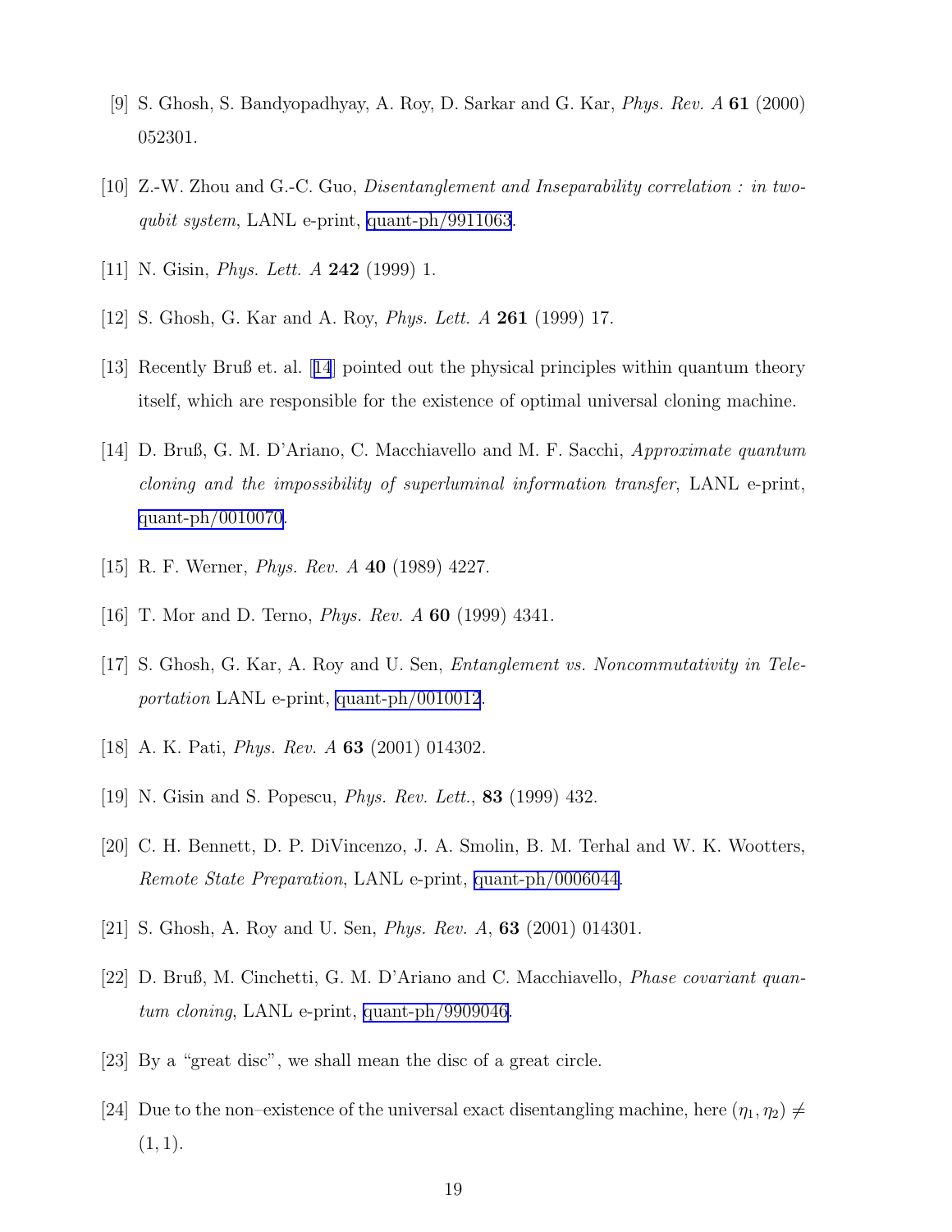[9] S. Ghosh, S. Bandyopadhyay, A. Roy, D. Sarkar and G. Kar, *Phys. Rev. A* **61** (2000) 052301.

[10] Z.-W. Zhou and G.-C. Guo, *Disentanglement and Inseparability correlation : in two-qubit system*, LANL e-print, quant-ph/9911063.

[11] N. Gisin, *Phys. Lett. A* **242** (1999) 1.

[12] S. Ghosh, G. Kar and A. Roy, *Phys. Lett. A* **261** (1999) 17.

[13] Recently Bruß et. al. [14] pointed out the physical principles within quantum theory itself, which are responsible for the existence of optimal universal cloning machine.

[14] D. Bruß, G. M. D'Ariano, C. Macchiavello and M. F. Sacchi, *Approximate quantum cloning and the impossibility of superluminal information transfer*, LANL e-print, quant-ph/0010070.

[15] R. F. Werner, *Phys. Rev. A* **40** (1989) 4227.

[16] T. Mor and D. Terno, *Phys. Rev. A* **60** (1999) 4341.

[17] S. Ghosh, G. Kar, A. Roy and U. Sen, *Entanglement vs. Noncommutativity in Teleportation* LANL e-print, quant-ph/0010012.

[18] A. K. Pati, *Phys. Rev. A* **63** (2001) 014302.

[19] N. Gisin and S. Popescu, *Phys. Rev. Lett.*, **83** (1999) 432.

[20] C. H. Bennett, D. P. DiVincenzo, J. A. Smolin, B. M. Terhal and W. K. Wootters, *Remote State Preparation*, LANL e-print, quant-ph/0006044.

[21] S. Ghosh, A. Roy and U. Sen, *Phys. Rev. A*, **63** (2001) 014301.

[22] D. Bruß, M. Cinchetti, G. M. D'Ariano and C. Macchiavello, *Phase covariant quantum cloning*, LANL e-print, quant-ph/9909046.

[23] By a "great disc", we shall mean the disc of a great circle.

[24] Due to the non–existence of the universal exact disentangling machine, here $(\eta_1, \eta_2) \neq (1, 1)$.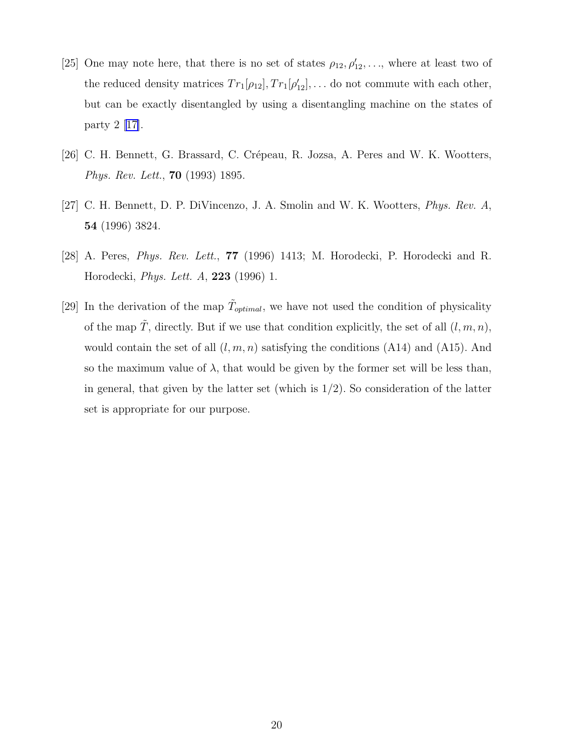[25] One may note here, that there is no set of states $\rho_{12}, \rho'_{12}, \ldots$, where at least two of the reduced density matrices $Tr_1[\rho_{12}], Tr_1[\rho'_{12}], \ldots$ do not commute with each other, but can be exactly disentangled by using a disentangling machine on the states of party 2 [17].

[26] C. H. Bennett, G. Brassard, C. Crépeau, R. Jozsa, A. Peres and W. K. Wootters, *Phys. Rev. Lett.*, **70** (1993) 1895.

[27] C. H. Bennett, D. P. DiVincenzo, J. A. Smolin and W. K. Wootters, *Phys. Rev. A*, **54** (1996) 3824.

[28] A. Peres, *Phys. Rev. Lett.*, **77** (1996) 1413; M. Horodecki, P. Horodecki and R. Horodecki, *Phys. Lett. A*, **223** (1996) 1.

[29] In the derivation of the map $\tilde{T}_{optimal}$, we have not used the condition of physicality of the map $\tilde{T}$, directly. But if we use that condition explicitly, the set of all $(l, m, n)$, would contain the set of all $(l, m, n)$ satisfying the conditions (A14) and (A15). And so the maximum value of $\lambda$, that would be given by the former set will be less than, in general, that given by the latter set (which is $1/2$). So consideration of the latter set is appropriate for our purpose.